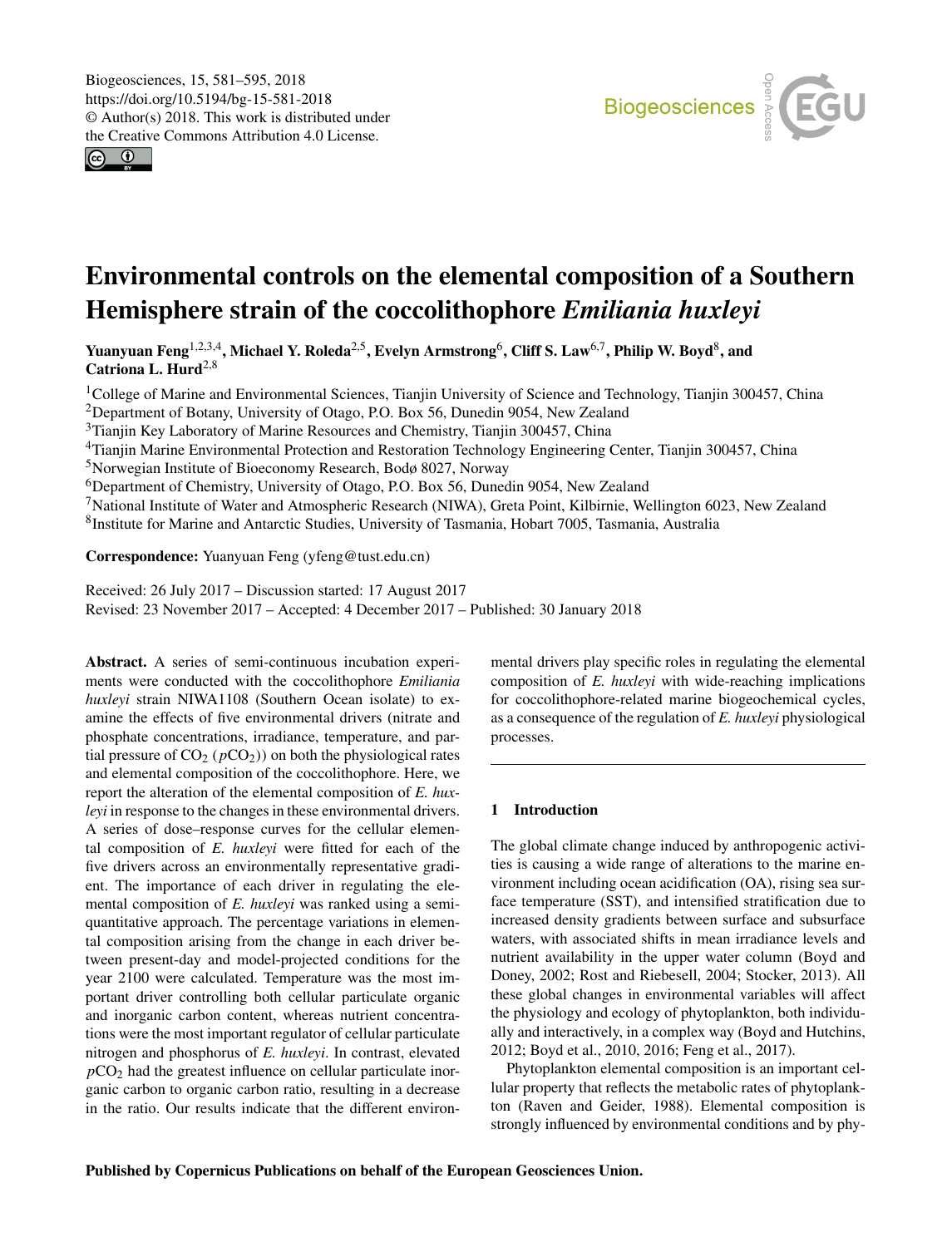Biogeosciences, 15, 581–595, 2018
https://doi.org/10.5194/bg-15-581-2018
© Author(s) 2018. This work is distributed under
the Creative Commons Attribution 4.0 License.

# Environmental controls on the elemental composition of a Southern Hemisphere strain of the coccolithophore *Emiliania huxleyi*

**Yuanyuan Feng[1,2,3,4], Michael Y. Roleda[2,5], Evelyn Armstrong[6], Cliff S. Law[6,7], Philip W. Boyd[8], and Catriona L. Hurd[2,8]**

[1]College of Marine and Environmental Sciences, Tianjin University of Science and Technology, Tianjin 300457, China
[2]Department of Botany, University of Otago, P.O. Box 56, Dunedin 9054, New Zealand
[3]Tianjin Key Laboratory of Marine Resources and Chemistry, Tianjin 300457, China
[4]Tianjin Marine Environmental Protection and Restoration Technology Engineering Center, Tianjin 300457, China
[5]Norwegian Institute of Bioeconomy Research, Bodø 8027, Norway
[6]Department of Chemistry, University of Otago, P.O. Box 56, Dunedin 9054, New Zealand
[7]National Institute of Water and Atmospheric Research (NIWA), Greta Point, Kilbirnie, Wellington 6023, New Zealand
[8]Institute for Marine and Antarctic Studies, University of Tasmania, Hobart 7005, Tasmania, Australia

**Correspondence:** Yuanyuan Feng (yfeng@tust.edu.cn)

Received: 26 July 2017 – Discussion started: 17 August 2017
Revised: 23 November 2017 – Accepted: 4 December 2017 – Published: 30 January 2018

**Abstract.** A series of semi-continuous incubation experiments were conducted with the coccolithophore *Emiliania huxleyi* strain NIWA1108 (Southern Ocean isolate) to examine the effects of five environmental drivers (nitrate and phosphate concentrations, irradiance, temperature, and partial pressure of $CO_2$ ($pCO_2$)) on both the physiological rates and elemental composition of the coccolithophore. Here, we report the alteration of the elemental composition of *E. huxleyi* in response to the changes in these environmental drivers. A series of dose–response curves for the cellular elemental composition of *E. huxleyi* were fitted for each of the five drivers across an environmentally representative gradient. The importance of each driver in regulating the elemental composition of *E. huxleyi* was ranked using a semi-quantitative approach. The percentage variations in elemental composition arising from the change in each driver between present-day and model-projected conditions for the year 2100 were calculated. Temperature was the most important driver controlling both cellular particulate organic and inorganic carbon content, whereas nutrient concentrations were the most important regulator of cellular particulate nitrogen and phosphorus of *E. huxleyi*. In contrast, elevated $pCO_2$ had the greatest influence on cellular particulate inorganic carbon to organic carbon ratio, resulting in a decrease in the ratio. Our results indicate that the different environmental drivers play specific roles in regulating the elemental composition of *E. huxleyi* with wide-reaching implications for coccolithophore-related marine biogeochemical cycles, as a consequence of the regulation of *E. huxleyi* physiological processes.

## 1 Introduction

The global climate change induced by anthropogenic activities is causing a wide range of alterations to the marine environment including ocean acidification (OA), rising sea surface temperature (SST), and intensified stratification due to increased density gradients between surface and subsurface waters, with associated shifts in mean irradiance levels and nutrient availability in the upper water column (Boyd and Doney, 2002; Rost and Riebesell, 2004; Stocker, 2013). All these global changes in environmental variables will affect the physiology and ecology of phytoplankton, both individually and interactively, in a complex way (Boyd and Hutchins, 2012; Boyd et al., 2010, 2016; Feng et al., 2017).

Phytoplankton elemental composition is an important cellular property that reflects the metabolic rates of phytoplankton (Raven and Geider, 1988). Elemental composition is strongly influenced by environmental conditions and by phy-

Published by Copernicus Publications on behalf of the European Geosciences Union.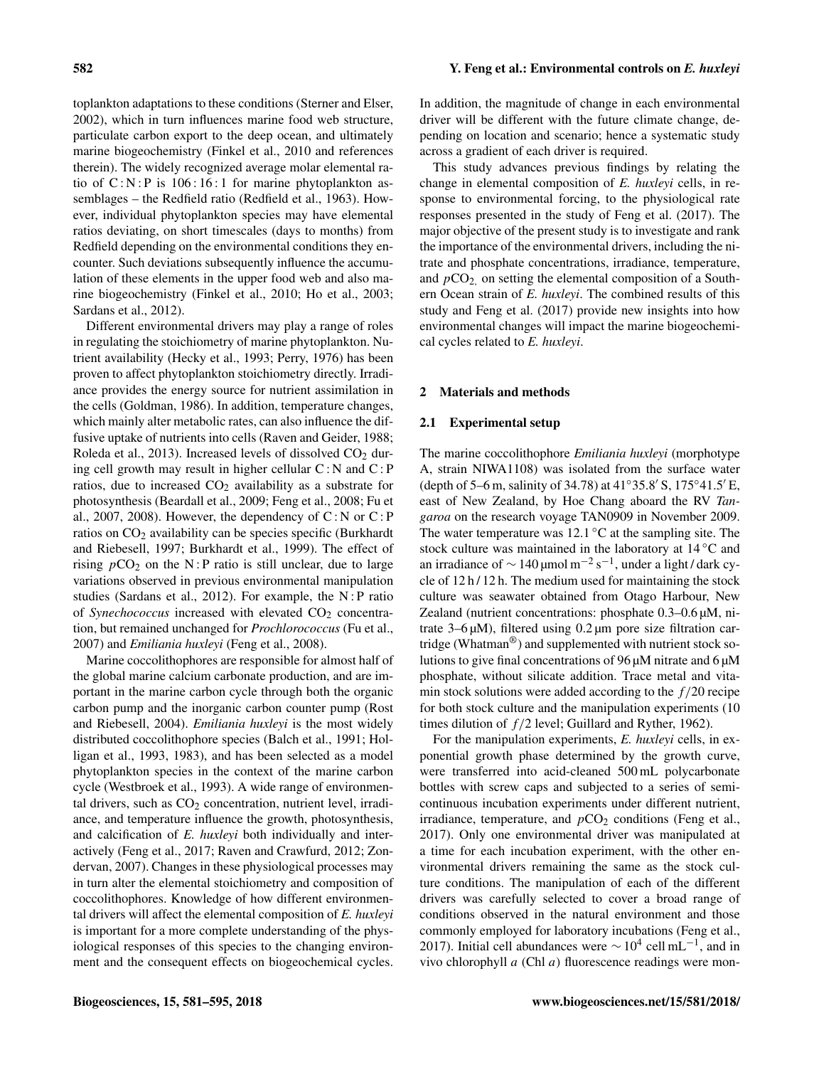toplankton adaptations to these conditions (Sterner and Elser, 2002), which in turn influences marine food web structure, particulate carbon export to the deep ocean, and ultimately marine biogeochemistry (Finkel et al., 2010 and references therein). The widely recognized average molar elemental ratio of C : N : P is 106 : 16 : 1 for marine phytoplankton assemblages – the Redfield ratio (Redfield et al., 1963). However, individual phytoplankton species may have elemental ratios deviating, on short timescales (days to months) from Redfield depending on the environmental conditions they encounter. Such deviations subsequently influence the accumulation of these elements in the upper food web and also marine biogeochemistry (Finkel et al., 2010; Ho et al., 2003; Sardans et al., 2012).

Different environmental drivers may play a range of roles in regulating the stoichiometry of marine phytoplankton. Nutrient availability (Hecky et al., 1993; Perry, 1976) has been proven to affect phytoplankton stoichiometry directly. Irradiance provides the energy source for nutrient assimilation in the cells (Goldman, 1986). In addition, temperature changes, which mainly alter metabolic rates, can also influence the diffusive uptake of nutrients into cells (Raven and Geider, 1988; Roleda et al., 2013). Increased levels of dissolved $CO_2$ during cell growth may result in higher cellular C : N and C : P ratios, due to increased $CO_2$ availability as a substrate for photosynthesis (Beardall et al., 2009; Feng et al., 2008; Fu et al., 2007, 2008). However, the dependency of C : N or C : P ratios on $CO_2$ availability can be species specific (Burkhardt and Riebesell, 1997; Burkhardt et al., 1999). The effect of rising $p\mathrm{CO_2}$ on the N : P ratio is still unclear, due to large variations observed in previous environmental manipulation studies (Sardans et al., 2012). For example, the N : P ratio of *Synechococcus* increased with elevated $CO_2$ concentration, but remained unchanged for *Prochlorococcus* (Fu et al., 2007) and *Emiliania huxleyi* (Feng et al., 2008).

Marine coccolithophores are responsible for almost half of the global marine calcium carbonate production, and are important in the marine carbon cycle through both the organic carbon pump and the inorganic carbon counter pump (Rost and Riebesell, 2004). *Emiliania huxleyi* is the most widely distributed coccolithophore species (Balch et al., 1991; Holligan et al., 1993, 1983), and has been selected as a model phytoplankton species in the context of the marine carbon cycle (Westbroek et al., 1993). A wide range of environmental drivers, such as $CO_2$ concentration, nutrient level, irradiance, and temperature influence the growth, photosynthesis, and calcification of *E. huxleyi* both individually and interactively (Feng et al., 2017; Raven and Crawfurd, 2012; Zondervan, 2007). Changes in these physiological processes may in turn alter the elemental stoichiometry and composition of coccolithophores. Knowledge of how different environmental drivers will affect the elemental composition of *E. huxleyi* is important for a more complete understanding of the physiological responses of this species to the changing environment and the consequent effects on biogeochemical cycles.

In addition, the magnitude of change in each environmental driver will be different with the future climate change, depending on location and scenario; hence a systematic study across a gradient of each driver is required.

This study advances previous findings by relating the change in elemental composition of *E. huxleyi* cells, in response to environmental forcing, to the physiological rate responses presented in the study of Feng et al. (2017). The major objective of the present study is to investigate and rank the importance of the environmental drivers, including the nitrate and phosphate concentrations, irradiance, temperature, and $p\mathrm{CO_2}$, on setting the elemental composition of a Southern Ocean strain of *E. huxleyi*. The combined results of this study and Feng et al. (2017) provide new insights into how environmental changes will impact the marine biogeochemical cycles related to *E. huxleyi*.

## 2 Materials and methods

### 2.1 Experimental setup

The marine coccolithophore *Emiliania huxleyi* (morphotype A, strain NIWA1108) was isolated from the surface water (depth of 5–6 m, salinity of 34.78) at 41°35.8′ S, 175°41.5′ E, east of New Zealand, by Hoe Chang aboard the RV *Tangaroa* on the research voyage TAN0909 in November 2009. The water temperature was 12.1 °C at the sampling site. The stock culture was maintained in the laboratory at 14 °C and an irradiance of ∼ 140 µmol $\mathrm{m^{-2}\,s^{-1}}$, under a light / dark cycle of 12 h / 12 h. The medium used for maintaining the stock culture was seawater obtained from Otago Harbour, New Zealand (nutrient concentrations: phosphate 0.3–0.6 µM, nitrate 3–6 µM), filtered using 0.2 µm pore size filtration cartridge (Whatman®) and supplemented with nutrient stock solutions to give final concentrations of 96 µM nitrate and 6 µM phosphate, without silicate addition. Trace metal and vitamin stock solutions were added according to the $f/20$ recipe for both stock culture and the manipulation experiments (10 times dilution of $f/2$ level; Guillard and Ryther, 1962).

For the manipulation experiments, *E. huxleyi* cells, in exponential growth phase determined by the growth curve, were transferred into acid-cleaned 500 mL polycarbonate bottles with screw caps and subjected to a series of semi-continuous incubation experiments under different nutrient, irradiance, temperature, and $p\mathrm{CO_2}$ conditions (Feng et al., 2017). Only one environmental driver was manipulated at a time for each incubation experiment, with the other environmental drivers remaining the same as the stock culture conditions. The manipulation of each of the different drivers was carefully selected to cover a broad range of conditions observed in the natural environment and those commonly employed for laboratory incubations (Feng et al., 2017). Initial cell abundances were $\sim 10^4$ cell $\mathrm{mL^{-1}}$, and in vivo chlorophyll *a* (Chl *a*) fluorescence readings were mon-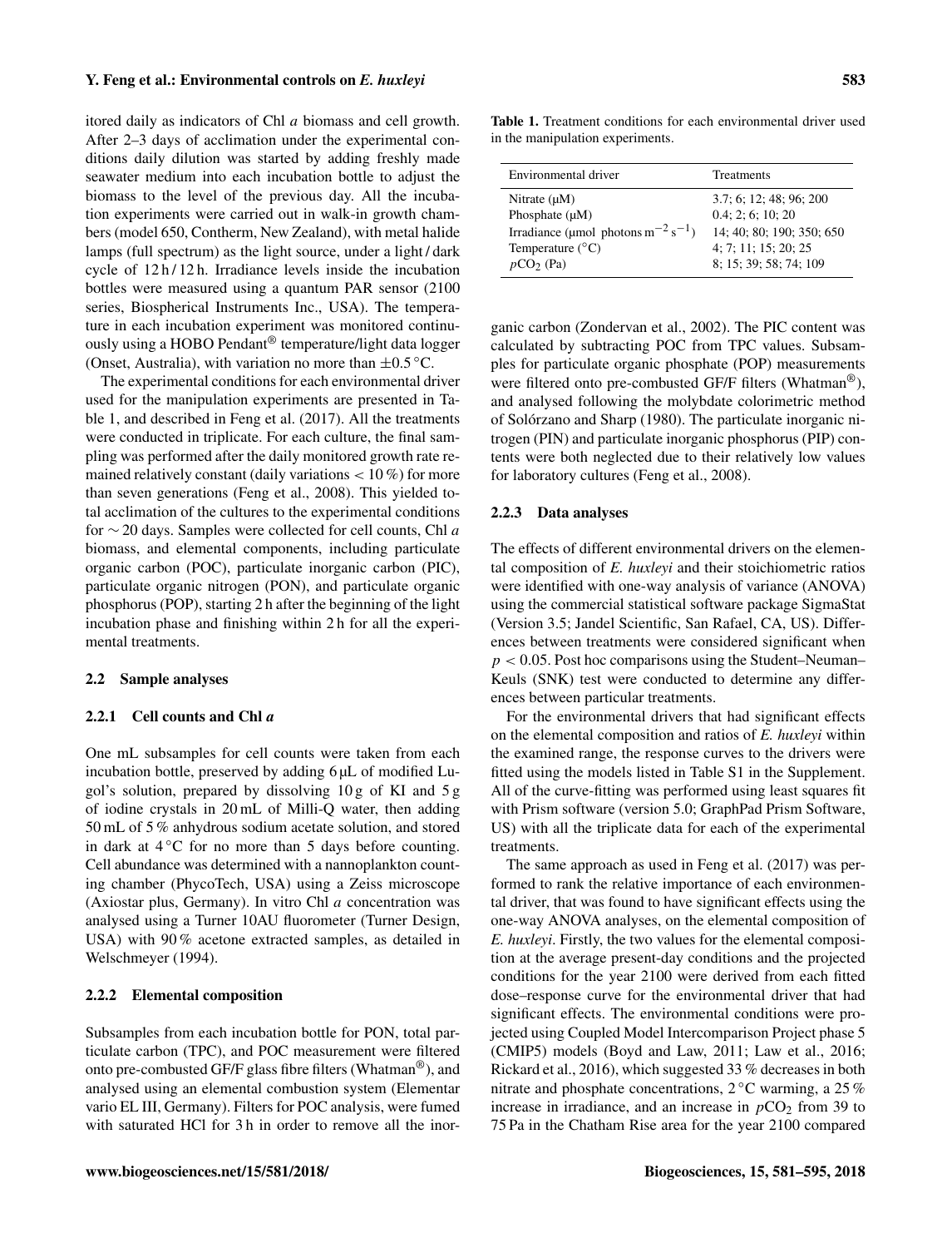itored daily as indicators of Chl *a* biomass and cell growth. After 2–3 days of acclimation under the experimental conditions daily dilution was started by adding freshly made seawater medium into each incubation bottle to adjust the biomass to the level of the previous day. All the incubation experiments were carried out in walk-in growth chambers (model 650, Contherm, New Zealand), with metal halide lamps (full spectrum) as the light source, under a light / dark cycle of 12 h / 12 h. Irradiance levels inside the incubation bottles were measured using a quantum PAR sensor (2100 series, Biospherical Instruments Inc., USA). The temperature in each incubation experiment was monitored continuously using a HOBO Pendant® temperature/light data logger (Onset, Australia), with variation no more than $\pm 0.5\,^{\circ}C$.

The experimental conditions for each environmental driver used for the manipulation experiments are presented in Table 1, and described in Feng et al. (2017). All the treatments were conducted in triplicate. For each culture, the final sampling was performed after the daily monitored growth rate remained relatively constant (daily variations $< 10\,\%$) for more than seven generations (Feng et al., 2008). This yielded total acclimation of the cultures to the experimental conditions for $\sim 20$ days. Samples were collected for cell counts, Chl *a* biomass, and elemental components, including particulate organic carbon (POC), particulate inorganic carbon (PIC), particulate organic nitrogen (PON), and particulate organic phosphorus (POP), starting 2 h after the beginning of the light incubation phase and finishing within 2 h for all the experimental treatments.

**Table 1.** Treatment conditions for each environmental driver used in the manipulation experiments.

| Environmental driver | Treatments |
|---|---|
| Nitrate (µM) | 3.7; 6; 12; 48; 96; 200 |
| Phosphate (µM) | 0.4; 2; 6; 10; 20 |
| Irradiance (µmol photons $m^{-2}\,s^{-1}$) | 14; 40; 80; 190; 350; 650 |
| Temperature (°C) | 4; 7; 11; 15; 20; 25 |
| $pCO_2$ (Pa) | 8; 15; 39; 58; 74; 109 |

## 2.2 Sample analyses

### 2.2.1 Cell counts and Chl *a*

One mL subsamples for cell counts were taken from each incubation bottle, preserved by adding 6 µL of modified Lugol's solution, prepared by dissolving 10 g of KI and 5 g of iodine crystals in 20 mL of Milli-Q water, then adding 50 mL of 5 % anhydrous sodium acetate solution, and stored in dark at 4 °C for no more than 5 days before counting. Cell abundance was determined with a nannoplankton counting chamber (PhycoTech, USA) using a Zeiss microscope (Axiostar plus, Germany). In vitro Chl *a* concentration was analysed using a Turner 10AU fluorometer (Turner Design, USA) with 90 % acetone extracted samples, as detailed in Welschmeyer (1994).

### 2.2.2 Elemental composition

Subsamples from each incubation bottle for PON, total particulate carbon (TPC), and POC measurement were filtered onto pre-combusted GF/F glass fibre filters (Whatman®), and analysed using an elemental combustion system (Elementar vario EL III, Germany). Filters for POC analysis, were fumed with saturated HCl for 3 h in order to remove all the inorganic carbon (Zondervan et al., 2002). The PIC content was calculated by subtracting POC from TPC values. Subsamples for particulate organic phosphate (POP) measurements were filtered onto pre-combusted GF/F filters (Whatman®), and analysed following the molybdate colorimetric method of Solórzano and Sharp (1980). The particulate inorganic nitrogen (PIN) and particulate inorganic phosphorus (PIP) contents were both neglected due to their relatively low values for laboratory cultures (Feng et al., 2008).

### 2.2.3 Data analyses

The effects of different environmental drivers on the elemental composition of *E. huxleyi* and their stoichiometric ratios were identified with one-way analysis of variance (ANOVA) using the commercial statistical software package SigmaStat (Version 3.5; Jandel Scientific, San Rafael, CA, US). Differences between treatments were considered significant when $p < 0.05$. Post hoc comparisons using the Student–Neuman–Keuls (SNK) test were conducted to determine any differences between particular treatments.

For the environmental drivers that had significant effects on the elemental composition and ratios of *E. huxleyi* within the examined range, the response curves to the drivers were fitted using the models listed in Table S1 in the Supplement. All of the curve-fitting was performed using least squares fit with Prism software (version 5.0; GraphPad Prism Software, US) with all the triplicate data for each of the experimental treatments.

The same approach as used in Feng et al. (2017) was performed to rank the relative importance of each environmental driver, that was found to have significant effects using the one-way ANOVA analyses, on the elemental composition of *E. huxleyi*. Firstly, the two values for the elemental composition at the average present-day conditions and the projected conditions for the year 2100 were derived from each fitted dose–response curve for the environmental driver that had significant effects. The environmental conditions were projected using Coupled Model Intercomparison Project phase 5 (CMIP5) models (Boyd and Law, 2011; Law et al., 2016; Rickard et al., 2016), which suggested 33 % decreases in both nitrate and phosphate concentrations, 2 °C warming, a 25 % increase in irradiance, and an increase in $pCO_2$ from 39 to 75 Pa in the Chatham Rise area for the year 2100 compared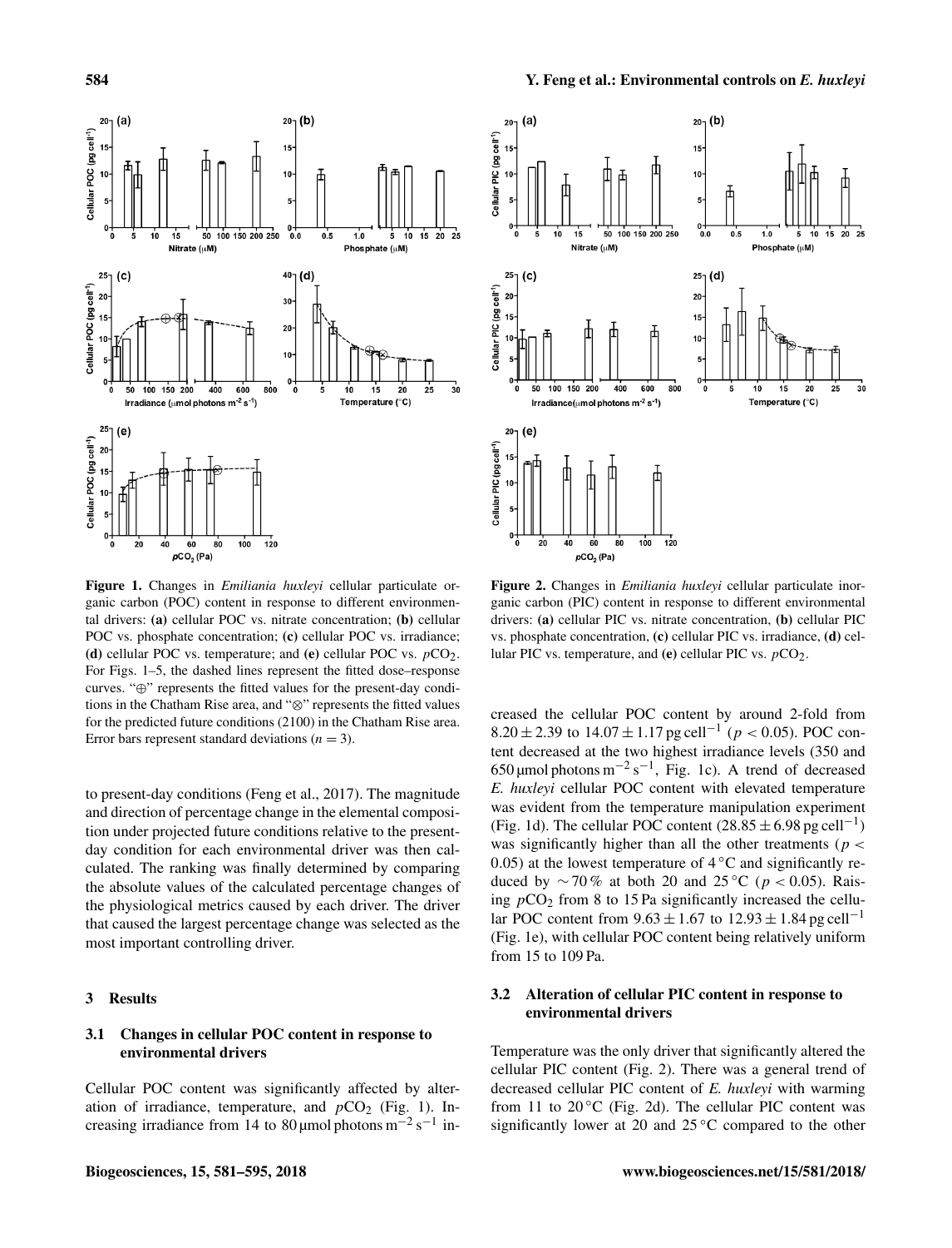**Figure 1.** Changes in *Emiliania huxleyi* cellular particulate organic carbon (POC) content in response to different environmental drivers: **(a)** cellular POC vs. nitrate concentration; **(b)** cellular POC vs. phosphate concentration; **(c)** cellular POC vs. irradiance; **(d)** cellular POC vs. temperature; and **(e)** cellular POC vs. $pCO_2$. For Figs. 1–5, the dashed lines represent the fitted dose–response curves. "⊕" represents the fitted values for the present-day conditions in the Chatham Rise area, and "⊗" represents the fitted values for the predicted future conditions (2100) in the Chatham Rise area. Error bars represent standard deviations ($n = 3$).

**Figure 2.** Changes in *Emiliania huxleyi* cellular particulate inorganic carbon (PIC) content in response to different environmental drivers: **(a)** cellular PIC vs. nitrate concentration, **(b)** cellular PIC vs. phosphate concentration, **(c)** cellular PIC vs. irradiance, **(d)** cellular PIC vs. temperature, and **(e)** cellular PIC vs. $pCO_2$.

to present-day conditions (Feng et al., 2017). The magnitude and direction of percentage change in the elemental composition under projected future conditions relative to the present-day condition for each environmental driver was then calculated. The ranking was finally determined by comparing the absolute values of the calculated percentage changes of the physiological metrics caused by each driver. The driver that caused the largest percentage change was selected as the most important controlling driver.

## 3 Results

### 3.1 Changes in cellular POC content in response to environmental drivers

Cellular POC content was significantly affected by alteration of irradiance, temperature, and $pCO_2$ (Fig. 1). Increasing irradiance from 14 to 80 µmol photons $m^{-2}\,s^{-1}$ increased the cellular POC content by around 2-fold from $8.20 \pm 2.39$ to $14.07 \pm 1.17$ pg cell$^{-1}$ ($p < 0.05$). POC content decreased at the two highest irradiance levels (350 and 650 µmol photons $m^{-2}\,s^{-1}$, Fig. 1c). A trend of decreased *E. huxleyi* cellular POC content with elevated temperature was evident from the temperature manipulation experiment (Fig. 1d). The cellular POC content ($28.85 \pm 6.98$ pg cell$^{-1}$) was significantly higher than all the other treatments ($p < 0.05$) at the lowest temperature of 4 °C and significantly reduced by ∼70 % at both 20 and 25 °C ($p < 0.05$). Raising $pCO_2$ from 8 to 15 Pa significantly increased the cellular POC content from $9.63 \pm 1.67$ to $12.93 \pm 1.84$ pg cell$^{-1}$ (Fig. 1e), with cellular POC content being relatively uniform from 15 to 109 Pa.

### 3.2 Alteration of cellular PIC content in response to environmental drivers

Temperature was the only driver that significantly altered the cellular PIC content (Fig. 2). There was a general trend of decreased cellular PIC content of *E. huxleyi* with warming from 11 to 20 °C (Fig. 2d). The cellular PIC content was significantly lower at 20 and 25 °C compared to the other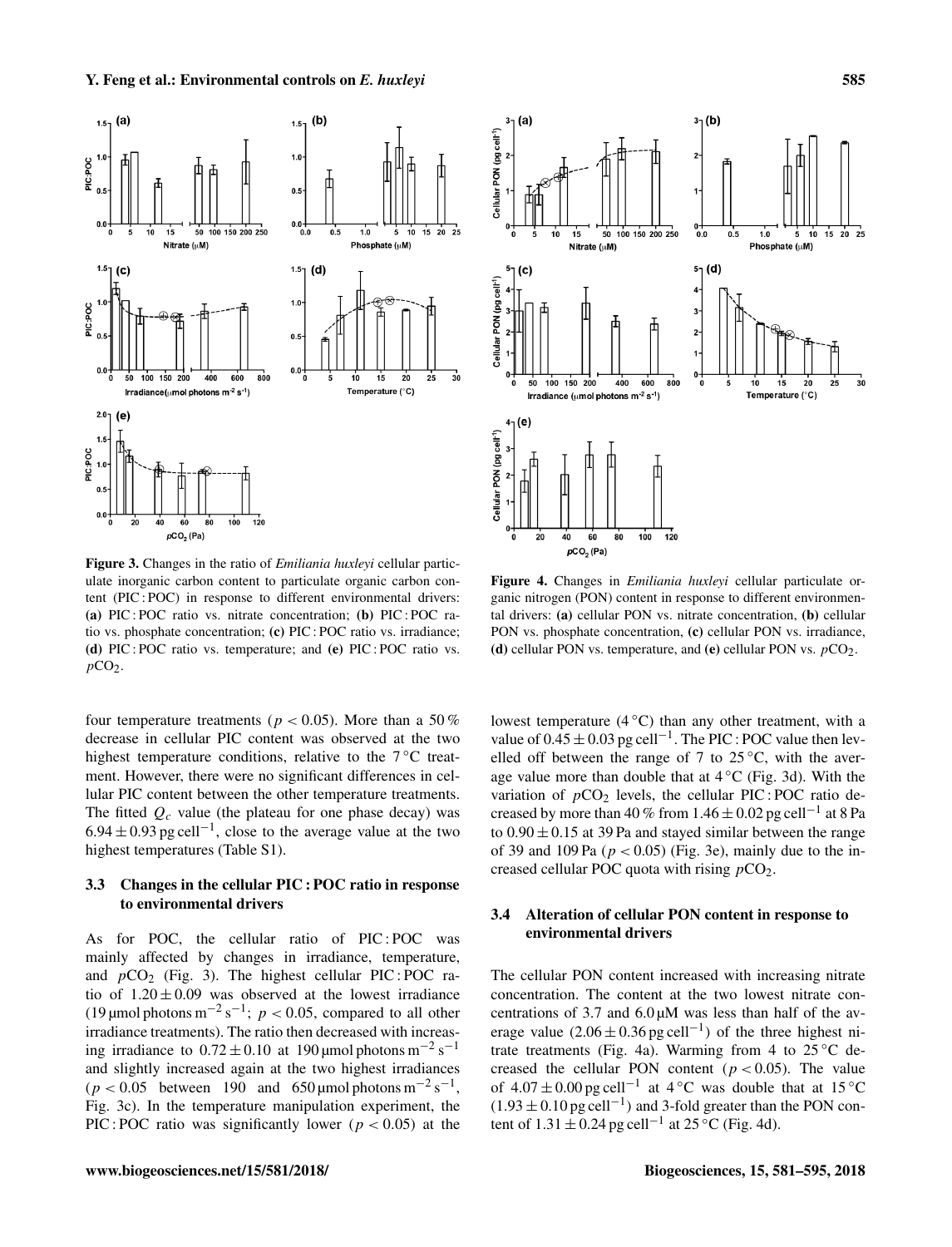Figure 3. Changes in the ratio of *Emiliania huxleyi* cellular particulate inorganic carbon content to particulate organic carbon content (PIC : POC) in response to different environmental drivers: **(a)** PIC : POC ratio vs. nitrate concentration; **(b)** PIC : POC ratio vs. phosphate concentration; **(c)** PIC : POC ratio vs. irradiance; **(d)** PIC : POC ratio vs. temperature; and **(e)** PIC : POC ratio vs. $pCO_2$.

Figure 4. Changes in *Emiliania huxleyi* cellular particulate organic nitrogen (PON) content in response to different environmental drivers: **(a)** cellular PON vs. nitrate concentration, **(b)** cellular PON vs. phosphate concentration, **(c)** cellular PON vs. irradiance, **(d)** cellular PON vs. temperature, and **(e)** cellular PON vs. $pCO_2$.

four temperature treatments ($p < 0.05$). More than a 50 % decrease in cellular PIC content was observed at the two highest temperature conditions, relative to the 7 °C treatment. However, there were no significant differences in cellular PIC content between the other temperature treatments. The fitted $Q_c$ value (the plateau for one phase decay) was $6.94 \pm 0.93$ pg cell$^{-1}$, close to the average value at the two highest temperatures (Table S1).

### 3.3 Changes in the cellular PIC : POC ratio in response to environmental drivers

As for POC, the cellular ratio of PIC : POC was mainly affected by changes in irradiance, temperature, and $pCO_2$ (Fig. 3). The highest cellular PIC : POC ratio of $1.20 \pm 0.09$ was observed at the lowest irradiance (19 µmol photons m$^{-2}$ s$^{-1}$; $p < 0.05$, compared to all other irradiance treatments). The ratio then decreased with increasing irradiance to $0.72 \pm 0.10$ at 190 µmol photons m$^{-2}$ s$^{-1}$ and slightly increased again at the two highest irradiances ($p < 0.05$ between 190 and 650 µmol photons m$^{-2}$ s$^{-1}$, Fig. 3c). In the temperature manipulation experiment, the PIC : POC ratio was significantly lower ($p < 0.05$) at the lowest temperature (4 °C) than any other treatment, with a value of $0.45 \pm 0.03$ pg cell$^{-1}$. The PIC : POC value then levelled off between the range of 7 to 25 °C, with the average value more than double that at 4 °C (Fig. 3d). With the variation of $pCO_2$ levels, the cellular PIC : POC ratio decreased by more than 40 % from $1.46 \pm 0.02$ pg cell$^{-1}$ at 8 Pa to $0.90 \pm 0.15$ at 39 Pa and stayed similar between the range of 39 and 109 Pa ($p < 0.05$) (Fig. 3e), mainly due to the increased cellular POC quota with rising $pCO_2$.

### 3.4 Alteration of cellular PON content in response to environmental drivers

The cellular PON content increased with increasing nitrate concentration. The content at the two lowest nitrate concentrations of 3.7 and 6.0 µM was less than half of the average value ($2.06 \pm 0.36$ pg cell$^{-1}$) of the three highest nitrate treatments (Fig. 4a). Warming from 4 to 25 °C decreased the cellular PON content ($p < 0.05$). The value of $4.07 \pm 0.00$ pg cell$^{-1}$ at 4 °C was double that at 15 °C ($1.93 \pm 0.10$ pg cell$^{-1}$) and 3-fold greater than the PON content of $1.31 \pm 0.24$ pg cell$^{-1}$ at 25 °C (Fig. 4d).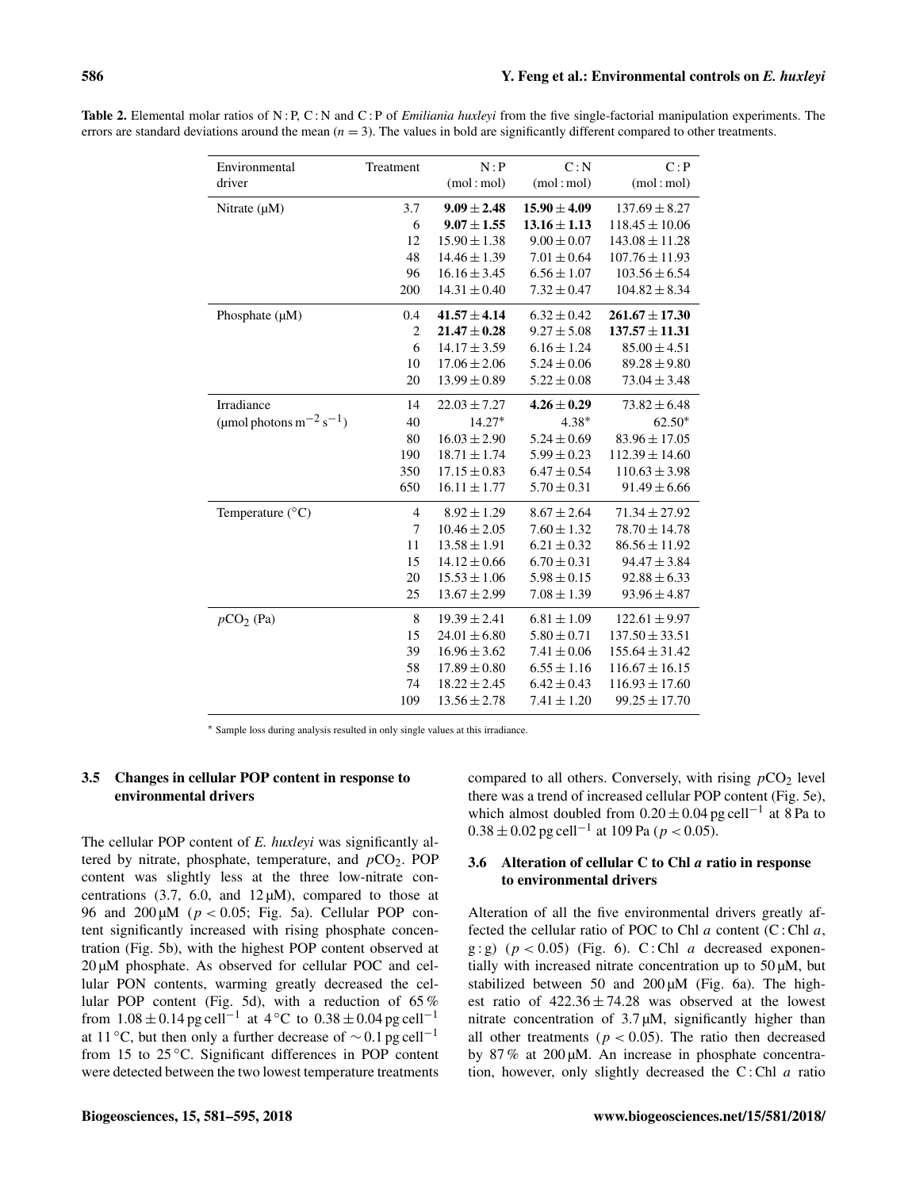**Table 2.** Elemental molar ratios of N : P, C : N and C : P of *Emiliania huxleyi* from the five single-factorial manipulation experiments. The errors are standard deviations around the mean ($n = 3$). The values in bold are significantly different compared to other treatments.

| Environmental driver | Treatment | N : P (mol : mol) | C : N (mol : mol) | C : P (mol : mol) |
|---|---|---|---|---|
| Nitrate (µM) | 3.7 | **9.09 ± 2.48** | **15.90 ± 4.09** | 137.69 ± 8.27 |
| | 6 | **9.07 ± 1.55** | **13.16 ± 1.13** | 118.45 ± 10.06 |
| | 12 | 15.90 ± 1.38 | 9.00 ± 0.07 | 143.08 ± 11.28 |
| | 48 | 14.46 ± 1.39 | 7.01 ± 0.64 | 107.76 ± 11.93 |
| | 96 | 16.16 ± 3.45 | 6.56 ± 1.07 | 103.56 ± 6.54 |
| | 200 | 14.31 ± 0.40 | 7.32 ± 0.47 | 104.82 ± 8.34 |
| Phosphate (µM) | 0.4 | **41.57 ± 4.14** | 6.32 ± 0.42 | **261.67 ± 17.30** |
| | 2 | **21.47 ± 0.28** | 9.27 ± 5.08 | **137.57 ± 11.31** |
| | 6 | 14.17 ± 3.59 | 6.16 ± 1.24 | 85.00 ± 4.51 |
| | 10 | 17.06 ± 2.06 | 5.24 ± 0.06 | 89.28 ± 9.80 |
| | 20 | 13.99 ± 0.89 | 5.22 ± 0.08 | 73.04 ± 3.48 |
| Irradiance (µmol photons $m^{-2}$ $s^{-1}$) | 14 | 22.03 ± 7.27 | **4.26 ± 0.29** | 73.82 ± 6.48 |
| | 40 | 14.27* | 4.38* | 62.50* |
| | 80 | 16.03 ± 2.90 | 5.24 ± 0.69 | 83.96 ± 17.05 |
| | 190 | 18.71 ± 1.74 | 5.99 ± 0.23 | 112.39 ± 14.60 |
| | 350 | 17.15 ± 0.83 | 6.47 ± 0.54 | 110.63 ± 3.98 |
| | 650 | 16.11 ± 1.77 | 5.70 ± 0.31 | 91.49 ± 6.66 |
| Temperature (°C) | 4 | 8.92 ± 1.29 | 8.67 ± 2.64 | 71.34 ± 27.92 |
| | 7 | 10.46 ± 2.05 | 7.60 ± 1.32 | 78.70 ± 14.78 |
| | 11 | 13.58 ± 1.91 | 6.21 ± 0.32 | 86.56 ± 11.92 |
| | 15 | 14.12 ± 0.66 | 6.70 ± 0.31 | 94.47 ± 3.84 |
| | 20 | 15.53 ± 1.06 | 5.98 ± 0.15 | 92.88 ± 6.33 |
| | 25 | 13.67 ± 2.99 | 7.08 ± 1.39 | 93.96 ± 4.87 |
| $pCO_2$ (Pa) | 8 | 19.39 ± 2.41 | 6.81 ± 1.09 | 122.61 ± 9.97 |
| | 15 | 24.01 ± 6.80 | 5.80 ± 0.71 | 137.50 ± 33.51 |
| | 39 | 16.96 ± 3.62 | 7.41 ± 0.06 | 155.64 ± 31.42 |
| | 58 | 17.89 ± 0.80 | 6.55 ± 1.16 | 116.67 ± 16.15 |
| | 74 | 18.22 ± 2.45 | 6.42 ± 0.43 | 116.93 ± 17.60 |
| | 109 | 13.56 ± 2.78 | 7.41 ± 1.20 | 99.25 ± 17.70 |

* Sample loss during analysis resulted in only single values at this irradiance.

### 3.5 Changes in cellular POP content in response to environmental drivers

The cellular POP content of *E. huxleyi* was significantly altered by nitrate, phosphate, temperature, and $pCO_2$. POP content was slightly less at the three low-nitrate concentrations (3.7, 6.0, and 12 µM), compared to those at 96 and 200 µM ($p < 0.05$; Fig. 5a). Cellular POP content significantly increased with rising phosphate concentration (Fig. 5b), with the highest POP content observed at 20 µM phosphate. As observed for cellular POC and cellular PON contents, warming greatly decreased the cellular POP content (Fig. 5d), with a reduction of 65 % from $1.08 \pm 0.14$ pg cell$^{-1}$ at 4 °C to $0.38 \pm 0.04$ pg cell$^{-1}$ at 11 °C, but then only a further decrease of ∼ 0.1 pg cell$^{-1}$ from 15 to 25 °C. Significant differences in POP content were detected between the two lowest temperature treatments compared to all others. Conversely, with rising $pCO_2$ level there was a trend of increased cellular POP content (Fig. 5e), which almost doubled from $0.20 \pm 0.04$ pg cell$^{-1}$ at 8 Pa to $0.38 \pm 0.02$ pg cell$^{-1}$ at 109 Pa ($p < 0.05$).

### 3.6 Alteration of cellular C to Chl *a* ratio in response to environmental drivers

Alteration of all the five environmental drivers greatly affected the cellular ratio of POC to Chl *a* content (C : Chl *a*, g : g) ($p < 0.05$) (Fig. 6). C : Chl *a* decreased exponentially with increased nitrate concentration up to 50 µM, but stabilized between 50 and 200 µM (Fig. 6a). The highest ratio of $422.36 \pm 74.28$ was observed at the lowest nitrate concentration of 3.7 µM, significantly higher than all other treatments ($p < 0.05$). The ratio then decreased by 87 % at 200 µM. An increase in phosphate concentration, however, only slightly decreased the C : Chl *a* ratio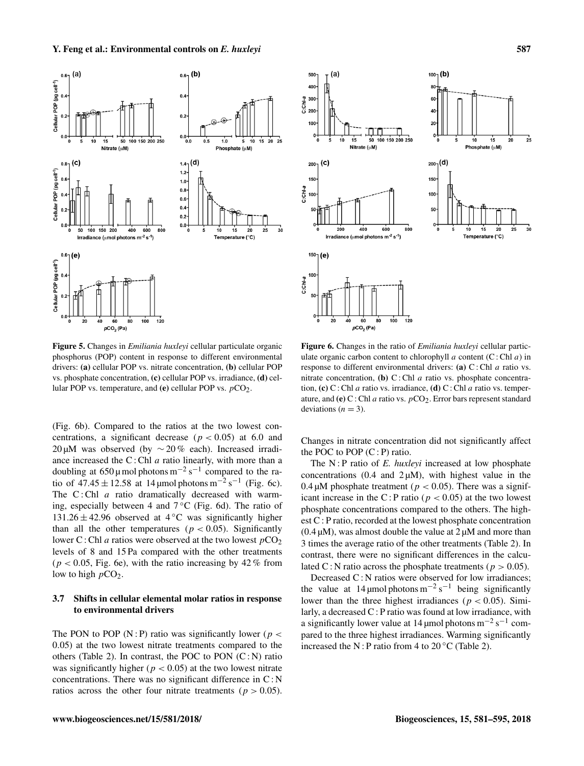**Figure 5.** Changes in *Emiliania huxleyi* cellular particulate organic phosphorus (POP) content in response to different environmental drivers: **(a)** cellular POP vs. nitrate concentration, **(b)** cellular POP vs. phosphate concentration, **(c)** cellular POP vs. irradiance, **(d)** cellular POP vs. temperature, and **(e)** cellular POP vs. $pCO_2$.

**Figure 6.** Changes in the ratio of *Emiliania huxleyi* cellular particulate organic carbon content to chlorophyll *a* content (C : Chl *a*) in response to different environmental drivers: **(a)** C : Chl *a* ratio vs. nitrate concentration, **(b)** C : Chl *a* ratio vs. phosphate concentration, **(c)** C : Chl *a* ratio vs. irradiance, **(d)** C : Chl *a* ratio vs. temperature, and **(e)** C : Chl *a* ratio vs. $pCO_2$. Error bars represent standard deviations ($n = 3$).

(Fig. 6b). Compared to the ratios at the two lowest concentrations, a significant decrease ($p < 0.05$) at 6.0 and 20 µM was observed (by ∼20 % each). Increased irradiance increased the C : Chl *a* ratio linearly, with more than a doubling at 650 µmol photons $m^{-2}$ $s^{-1}$ compared to the ratio of $47.45 \pm 12.58$ at 14 µmol photons $m^{-2}$ $s^{-1}$ (Fig. 6c). The C : Chl *a* ratio dramatically decreased with warming, especially between 4 and 7 °C (Fig. 6d). The ratio of $131.26 \pm 42.96$ observed at 4 °C was significantly higher than all the other temperatures ($p < 0.05$). Significantly lower C : Chl *a* ratios were observed at the two lowest $pCO_2$ levels of 8 and 15 Pa compared with the other treatments ($p < 0.05$, Fig. 6e), with the ratio increasing by 42 % from low to high $pCO_2$.

### 3.7 Shifts in cellular elemental molar ratios in response to environmental drivers

The PON to POP (N : P) ratio was significantly lower ($p < 0.05$) at the two lowest nitrate treatments compared to the others (Table 2). In contrast, the POC to PON (C : N) ratio was significantly higher ($p < 0.05$) at the two lowest nitrate concentrations. There was no significant difference in C : N ratios across the other four nitrate treatments ($p > 0.05$). Changes in nitrate concentration did not significantly affect the POC to POP (C : P) ratio.

The N : P ratio of *E. huxleyi* increased at low phosphate concentrations (0.4 and 2 µM), with highest value in the 0.4 µM phosphate treatment ($p < 0.05$). There was a significant increase in the C : P ratio ($p < 0.05$) at the two lowest phosphate concentrations compared to the others. The highest C : P ratio, recorded at the lowest phosphate concentration (0.4 µM), was almost double the value at 2 µM and more than 3 times the average ratio of the other treatments (Table 2). In contrast, there were no significant differences in the calculated C : N ratio across the phosphate treatments ($p > 0.05$).

Decreased C : N ratios were observed for low irradiances; the value at 14 µmol photons $m^{-2}$ $s^{-1}$ being significantly lower than the three highest irradiances ($p < 0.05$). Similarly, a decreased C : P ratio was found at low irradiance, with a significantly lower value at 14 µmol photons $m^{-2}$ $s^{-1}$ compared to the three highest irradiances. Warming significantly increased the N : P ratio from 4 to 20 °C (Table 2).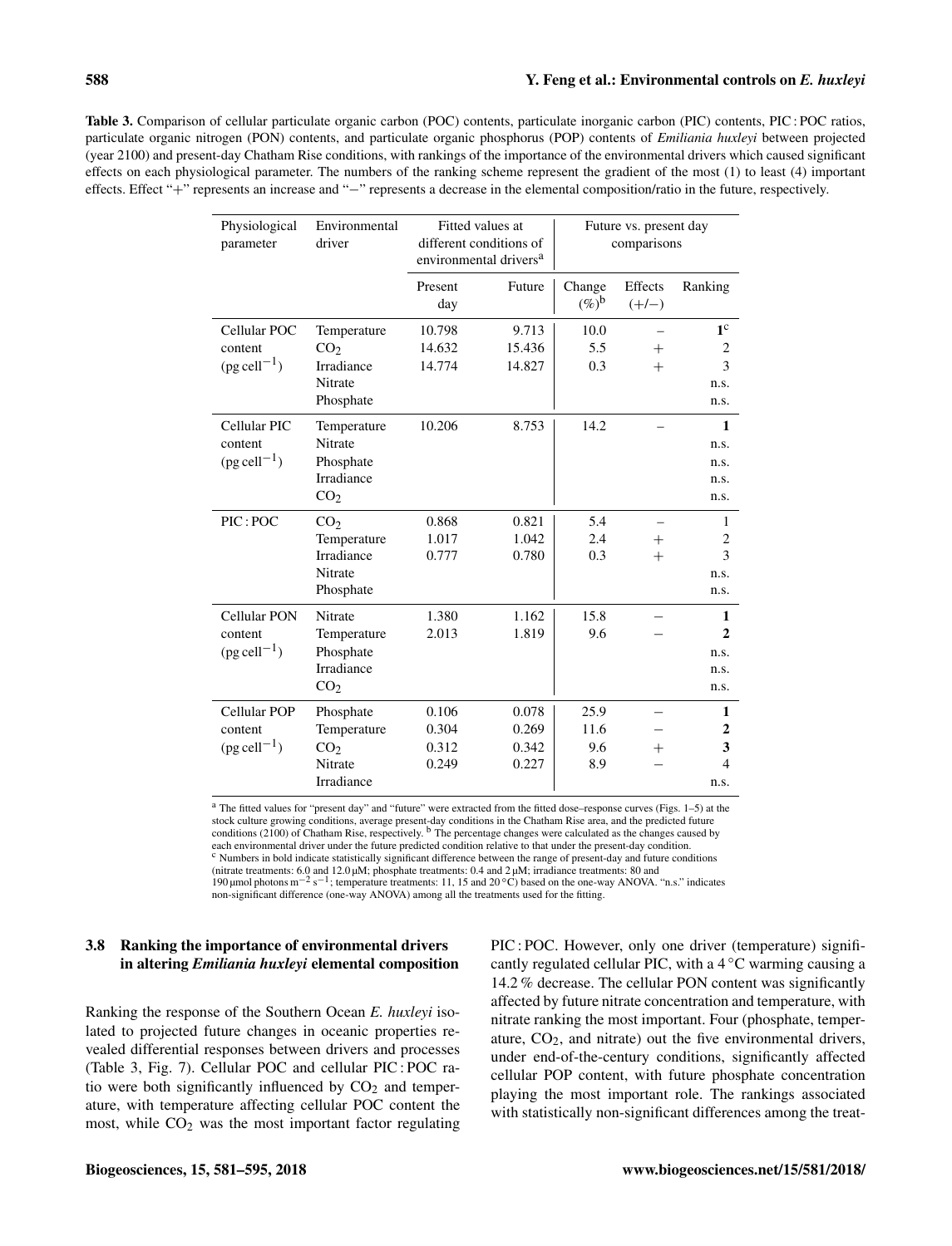**Table 3.** Comparison of cellular particulate organic carbon (POC) contents, particulate inorganic carbon (PIC) contents, PIC : POC ratios, particulate organic nitrogen (PON) contents, and particulate organic phosphorus (POP) contents of *Emiliania huxleyi* between projected (year 2100) and present-day Chatham Rise conditions, with rankings of the importance of the environmental drivers which caused significant effects on each physiological parameter. The numbers of the ranking scheme represent the gradient of the most (1) to least (4) important effects. Effect "+" represents an increase and "−" represents a decrease in the elemental composition/ratio in the future, respectively.

| Physiological parameter | Environmental driver | Fitted values at different conditions of environmental drivers[a] | | Future vs. present day comparisons | | |
|---|---|---|---|---|---|---|
| | | Present day | Future | Change (%)[b] | Effects (+/−) | Ranking |
| Cellular POC content ($pg\,cell^{-1}$) | Temperature | 10.798 | 9.713 | 10.0 | − | **1**[c] |
| | $CO_2$ | 14.632 | 15.436 | 5.5 | + | 2 |
| | Irradiance | 14.774 | 14.827 | 0.3 | + | 3 |
| | Nitrate | | | | | n.s. |
| | Phosphate | | | | | n.s. |
| Cellular PIC content ($pg\,cell^{-1}$) | Temperature | 10.206 | 8.753 | 14.2 | − | **1** |
| | Nitrate | | | | | n.s. |
| | Phosphate | | | | | n.s. |
| | Irradiance | | | | | n.s. |
| | $CO_2$ | | | | | n.s. |
| PIC : POC | $CO_2$ | 0.868 | 0.821 | 5.4 | − | 1 |
| | Temperature | 1.017 | 1.042 | 2.4 | + | 2 |
| | Irradiance | 0.777 | 0.780 | 0.3 | + | 3 |
| | Nitrate | | | | | n.s. |
| | Phosphate | | | | | n.s. |
| Cellular PON content ($pg\,cell^{-1}$) | Nitrate | 1.380 | 1.162 | 15.8 | − | **1** |
| | Temperature | 2.013 | 1.819 | 9.6 | − | **2** |
| | Phosphate | | | | | n.s. |
| | Irradiance | | | | | n.s. |
| | $CO_2$ | | | | | n.s. |
| Cellular POP content ($pg\,cell^{-1}$) | Phosphate | 0.106 | 0.078 | 25.9 | − | **1** |
| | Temperature | 0.304 | 0.269 | 11.6 | − | **2** |
| | $CO_2$ | 0.312 | 0.342 | 9.6 | + | **3** |
| | Nitrate | 0.249 | 0.227 | 8.9 | − | 4 |
| | Irradiance | | | | | n.s. |

[a] The fitted values for "present day" and "future" were extracted from the fitted dose–response curves (Figs. 1–5) at the stock culture growing conditions, average present-day conditions in the Chatham Rise area, and the predicted future conditions (2100) of Chatham Rise, respectively. [b] The percentage changes were calculated as the changes caused by each environmental driver under the future predicted condition relative to that under the present-day condition. [c] Numbers in bold indicate statistically significant difference between the range of present-day and future conditions (nitrate treatments: 6.0 and 12.0 µM; phosphate treatments: 0.4 and 2 µM; irradiance treatments: 80 and 190 µmol photons $m^{-2}\,s^{-1}$; temperature treatments: 11, 15 and 20 °C) based on the one-way ANOVA. "n.s." indicates non-significant difference (one-way ANOVA) among all the treatments used for the fitting.

### 3.8 Ranking the importance of environmental drivers in altering *Emiliania huxleyi* elemental composition

Ranking the response of the Southern Ocean *E. huxleyi* isolated to projected future changes in oceanic properties revealed differential responses between drivers and processes (Table 3, Fig. 7). Cellular POC and cellular PIC : POC ratio were both significantly influenced by $CO_2$ and temperature, with temperature affecting cellular POC content the most, while $CO_2$ was the most important factor regulating PIC : POC. However, only one driver (temperature) significantly regulated cellular PIC, with a 4 °C warming causing a 14.2 % decrease. The cellular PON content was significantly affected by future nitrate concentration and temperature, with nitrate ranking the most important. Four (phosphate, temperature, $CO_2$, and nitrate) out the five environmental drivers, under end-of-the-century conditions, significantly affected cellular POP content, with future phosphate concentration playing the most important role. The rankings associated with statistically non-significant differences among the treat-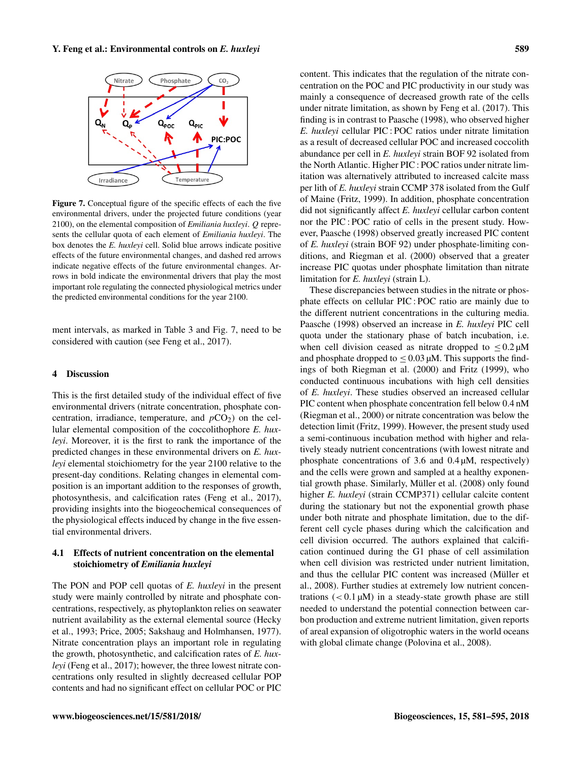**Figure 7.** Conceptual figure of the specific effects of each the five environmental drivers, under the projected future conditions (year 2100), on the elemental composition of *Emiliania huxleyi*. $Q$ represents the cellular quota of each element of *Emiliania huxleyi*. The box denotes the *E. huxleyi* cell. Solid blue arrows indicate positive effects of the future environmental changes, and dashed red arrows indicate negative effects of the future environmental changes. Arrows in bold indicate the environmental drivers that play the most important role regulating the connected physiological metrics under the predicted environmental conditions for the year 2100.

ment intervals, as marked in Table 3 and Fig. 7, need to be considered with caution (see Feng et al., 2017).

## 4 Discussion

This is the first detailed study of the individual effect of five environmental drivers (nitrate concentration, phosphate concentration, irradiance, temperature, and $pCO_2$) on the cellular elemental composition of the coccolithophore *E. huxleyi*. Moreover, it is the first to rank the importance of the predicted changes in these environmental drivers on *E. huxleyi* elemental stoichiometry for the year 2100 relative to the present-day conditions. Relating changes in elemental composition is an important addition to the responses of growth, photosynthesis, and calcification rates (Feng et al., 2017), providing insights into the biogeochemical consequences of the physiological effects induced by change in the five essential environmental drivers.

### 4.1 Effects of nutrient concentration on the elemental stoichiometry of *Emiliania huxleyi*

The PON and POP cell quotas of *E. huxleyi* in the present study were mainly controlled by nitrate and phosphate concentrations, respectively, as phytoplankton relies on seawater nutrient availability as the external elemental source (Hecky et al., 1993; Price, 2005; Sakshaug and Holmhansen, 1977). Nitrate concentration plays an important role in regulating the growth, photosynthetic, and calcification rates of *E. huxleyi* (Feng et al., 2017); however, the three lowest nitrate concentrations only resulted in slightly decreased cellular POP contents and had no significant effect on cellular POC or PIC content. This indicates that the regulation of the nitrate concentration on the POC and PIC productivity in our study was mainly a consequence of decreased growth rate of the cells under nitrate limitation, as shown by Feng et al. (2017). This finding is in contrast to Paasche (1998), who observed higher *E. huxleyi* cellular PIC : POC ratios under nitrate limitation as a result of decreased cellular POC and increased coccolith abundance per cell in *E. huxleyi* strain BOF 92 isolated from the North Atlantic. Higher PIC : POC ratios under nitrate limitation was alternatively attributed to increased calcite mass per lith of *E. huxleyi* strain CCMP 378 isolated from the Gulf of Maine (Fritz, 1999). In addition, phosphate concentration did not significantly affect *E. huxleyi* cellular carbon content nor the PIC : POC ratio of cells in the present study. However, Paasche (1998) observed greatly increased PIC content of *E. huxleyi* (strain BOF 92) under phosphate-limiting conditions, and Riegman et al. (2000) observed that a greater increase PIC quotas under phosphate limitation than nitrate limitation for *E. huxleyi* (strain L).

These discrepancies between studies in the nitrate or phosphate effects on cellular PIC : POC ratio are mainly due to the different nutrient concentrations in the culturing media. Paasche (1998) observed an increase in *E. huxleyi* PIC cell quota under the stationary phase of batch incubation, i.e. when cell division ceased as nitrate dropped to $\leq 0.2\,\mu$M and phosphate dropped to $\leq 0.03\,\mu$M. This supports the findings of both Riegman et al. (2000) and Fritz (1999), who conducted continuous incubations with high cell densities of *E. huxleyi*. These studies observed an increased cellular PIC content when phosphate concentration fell below 0.4 nM (Riegman et al., 2000) or nitrate concentration was below the detection limit (Fritz, 1999). However, the present study used a semi-continuous incubation method with higher and relatively steady nutrient concentrations (with lowest nitrate and phosphate concentrations of 3.6 and 0.4 µM, respectively) and the cells were grown and sampled at a healthy exponential growth phase. Similarly, Müller et al. (2008) only found higher *E. huxleyi* (strain CCMP371) cellular calcite content during the stationary but not the exponential growth phase under both nitrate and phosphate limitation, due to the different cell cycle phases during which the calcification and cell division occurred. The authors explained that calcification continued during the G1 phase of cell assimilation when cell division was restricted under nutrient limitation, and thus the cellular PIC content was increased (Müller et al., 2008). Further studies at extremely low nutrient concentrations ($< 0.1\,\mu$M) in a steady-state growth phase are still needed to understand the potential connection between carbon production and extreme nutrient limitation, given reports of areal expansion of oligotrophic waters in the world oceans with global climate change (Polovina et al., 2008).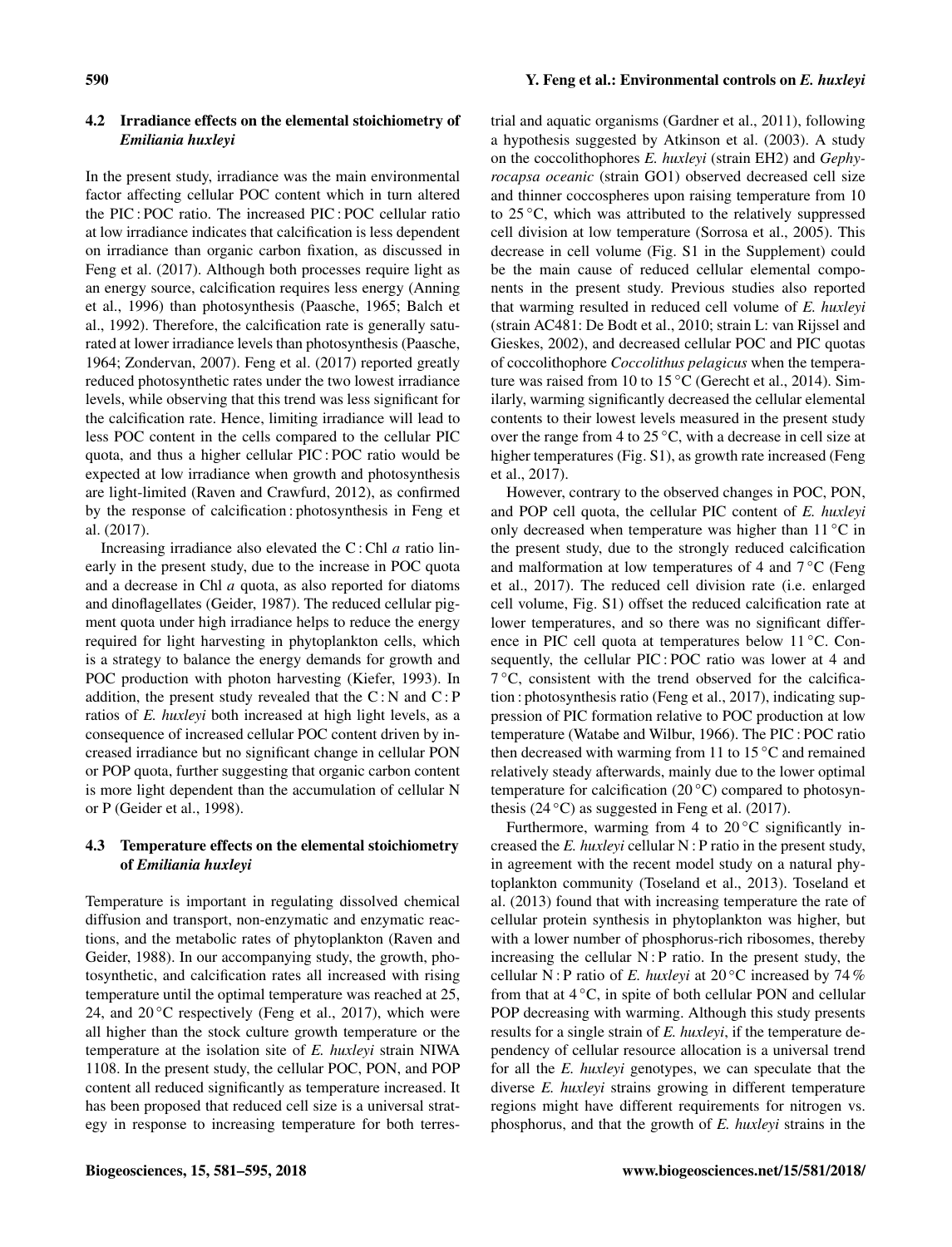### 4.2 Irradiance effects on the elemental stoichiometry of *Emiliania huxleyi*

In the present study, irradiance was the main environmental factor affecting cellular POC content which in turn altered the PIC : POC ratio. The increased PIC : POC cellular ratio at low irradiance indicates that calcification is less dependent on irradiance than organic carbon fixation, as discussed in Feng et al. (2017). Although both processes require light as an energy source, calcification requires less energy (Anning et al., 1996) than photosynthesis (Paasche, 1965; Balch et al., 1992). Therefore, the calcification rate is generally saturated at lower irradiance levels than photosynthesis (Paasche, 1964; Zondervan, 2007). Feng et al. (2017) reported greatly reduced photosynthetic rates under the two lowest irradiance levels, while observing that this trend was less significant for the calcification rate. Hence, limiting irradiance will lead to less POC content in the cells compared to the cellular PIC quota, and thus a higher cellular PIC : POC ratio would be expected at low irradiance when growth and photosynthesis are light-limited (Raven and Crawfurd, 2012), as confirmed by the response of calcification : photosynthesis in Feng et al. (2017).

Increasing irradiance also elevated the C : Chl *a* ratio linearly in the present study, due to the increase in POC quota and a decrease in Chl *a* quota, as also reported for diatoms and dinoflagellates (Geider, 1987). The reduced cellular pigment quota under high irradiance helps to reduce the energy required for light harvesting in phytoplankton cells, which is a strategy to balance the energy demands for growth and POC production with photon harvesting (Kiefer, 1993). In addition, the present study revealed that the C : N and C : P ratios of *E. huxleyi* both increased at high light levels, as a consequence of increased cellular POC content driven by increased irradiance but no significant change in cellular PON or POP quota, further suggesting that organic carbon content is more light dependent than the accumulation of cellular N or P (Geider et al., 1998).

### 4.3 Temperature effects on the elemental stoichiometry of *Emiliania huxleyi*

Temperature is important in regulating dissolved chemical diffusion and transport, non-enzymatic and enzymatic reactions, and the metabolic rates of phytoplankton (Raven and Geider, 1988). In our accompanying study, the growth, photosynthetic, and calcification rates all increased with rising temperature until the optimal temperature was reached at 25, 24, and 20 °C respectively (Feng et al., 2017), which were all higher than the stock culture growth temperature or the temperature at the isolation site of *E. huxleyi* strain NIWA 1108. In the present study, the cellular POC, PON, and POP content all reduced significantly as temperature increased. It has been proposed that reduced cell size is a universal strategy in response to increasing temperature for both terrestrial and aquatic organisms (Gardner et al., 2011), following a hypothesis suggested by Atkinson et al. (2003). A study on the coccolithophores *E. huxleyi* (strain EH2) and *Gephyrocapsa oceanic* (strain GO1) observed decreased cell size and thinner coccospheres upon raising temperature from 10 to 25 °C, which was attributed to the relatively suppressed cell division at low temperature (Sorrosa et al., 2005). This decrease in cell volume (Fig. S1 in the Supplement) could be the main cause of reduced cellular elemental components in the present study. Previous studies also reported that warming resulted in reduced cell volume of *E. huxleyi* (strain AC481: De Bodt et al., 2010; strain L: van Rijssel and Gieskes, 2002), and decreased cellular POC and PIC quotas of coccolithophore *Coccolithus pelagicus* when the temperature was raised from 10 to 15 °C (Gerecht et al., 2014). Similarly, warming significantly decreased the cellular elemental contents to their lowest levels measured in the present study over the range from 4 to 25 °C, with a decrease in cell size at higher temperatures (Fig. S1), as growth rate increased (Feng et al., 2017).

However, contrary to the observed changes in POC, PON, and POP cell quota, the cellular PIC content of *E. huxleyi* only decreased when temperature was higher than 11 °C in the present study, due to the strongly reduced calcification and malformation at low temperatures of 4 and 7 °C (Feng et al., 2017). The reduced cell division rate (i.e. enlarged cell volume, Fig. S1) offset the reduced calcification rate at lower temperatures, and so there was no significant difference in PIC cell quota at temperatures below 11 °C. Consequently, the cellular PIC : POC ratio was lower at 4 and 7 °C, consistent with the trend observed for the calcification : photosynthesis ratio (Feng et al., 2017), indicating suppression of PIC formation relative to POC production at low temperature (Watabe and Wilbur, 1966). The PIC : POC ratio then decreased with warming from 11 to 15 °C and remained relatively steady afterwards, mainly due to the lower optimal temperature for calcification (20 °C) compared to photosynthesis (24 °C) as suggested in Feng et al. (2017).

Furthermore, warming from 4 to 20 °C significantly increased the *E. huxleyi* cellular N : P ratio in the present study, in agreement with the recent model study on a natural phytoplankton community (Toseland et al., 2013). Toseland et al. (2013) found that with increasing temperature the rate of cellular protein synthesis in phytoplankton was higher, but with a lower number of phosphorus-rich ribosomes, thereby increasing the cellular N : P ratio. In the present study, the cellular N : P ratio of *E. huxleyi* at 20 °C increased by 74 % from that at 4 °C, in spite of both cellular PON and cellular POP decreasing with warming. Although this study presents results for a single strain of *E. huxleyi*, if the temperature dependency of cellular resource allocation is a universal trend for all the *E. huxleyi* genotypes, we can speculate that the diverse *E. huxleyi* strains growing in different temperature regions might have different requirements for nitrogen vs. phosphorus, and that the growth of *E. huxleyi* strains in the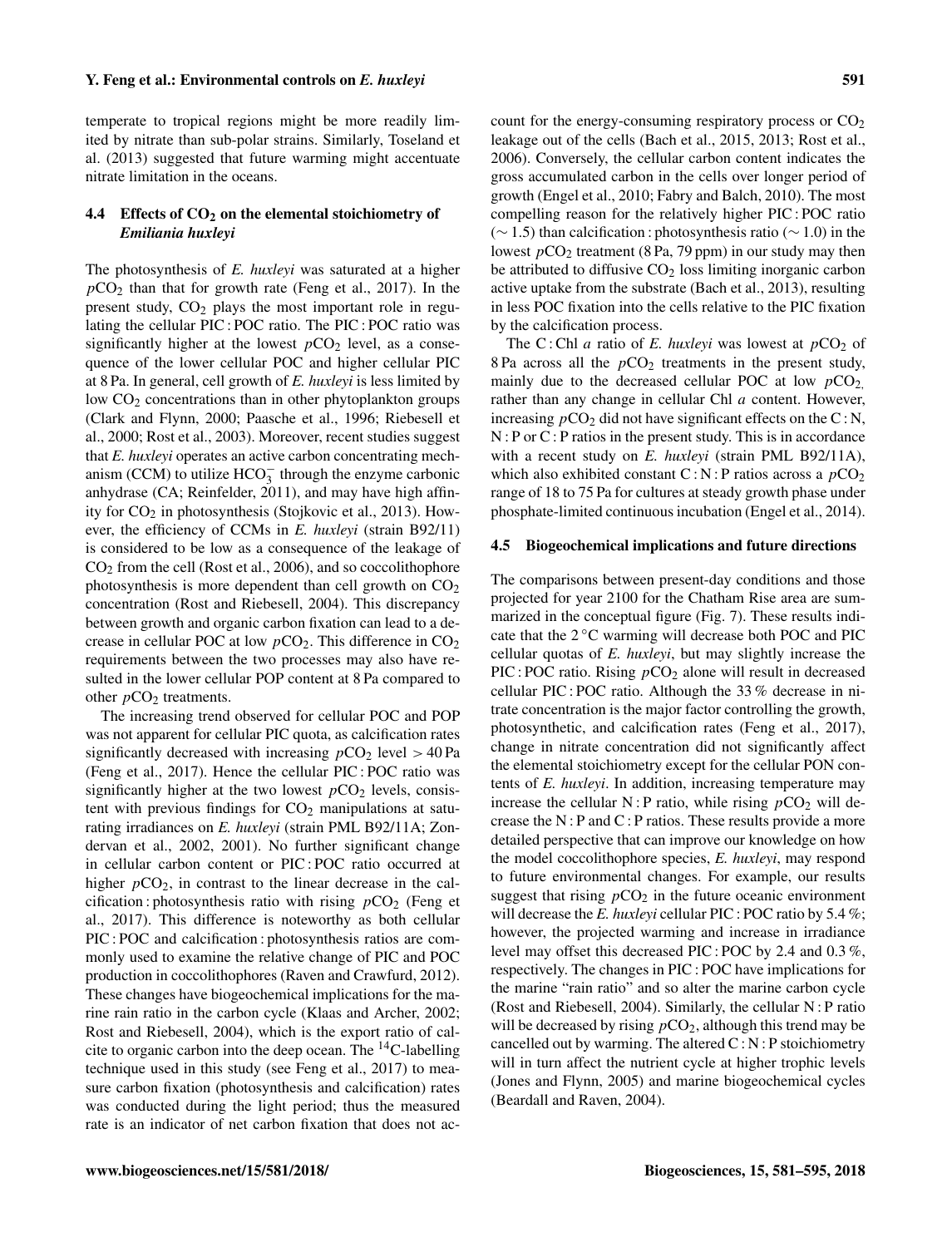temperate to tropical regions might be more readily limited by nitrate than sub-polar strains. Similarly, Toseland et al. (2013) suggested that future warming might accentuate nitrate limitation in the oceans.

### 4.4 Effects of $CO_2$ on the elemental stoichiometry of *Emiliania huxleyi*

The photosynthesis of *E. huxleyi* was saturated at a higher $pCO_2$ than that for growth rate (Feng et al., 2017). In the present study, $CO_2$ plays the most important role in regulating the cellular PIC : POC ratio. The PIC : POC ratio was significantly higher at the lowest $pCO_2$ level, as a consequence of the lower cellular POC and higher cellular PIC at 8 Pa. In general, cell growth of *E. huxleyi* is less limited by low $CO_2$ concentrations than in other phytoplankton groups (Clark and Flynn, 2000; Paasche et al., 1996; Riebesell et al., 2000; Rost et al., 2003). Moreover, recent studies suggest that *E. huxleyi* operates an active carbon concentrating mechanism (CCM) to utilize $HCO_3^-$ through the enzyme carbonic anhydrase (CA; Reinfelder, 2011), and may have high affinity for $CO_2$ in photosynthesis (Stojkovic et al., 2013). However, the efficiency of CCMs in *E. huxleyi* (strain B92/11) is considered to be low as a consequence of the leakage of $CO_2$ from the cell (Rost et al., 2006), and so coccolithophore photosynthesis is more dependent than cell growth on $CO_2$ concentration (Rost and Riebesell, 2004). This discrepancy between growth and organic carbon fixation can lead to a decrease in cellular POC at low $pCO_2$. This difference in $CO_2$ requirements between the two processes may also have resulted in the lower cellular POP content at 8 Pa compared to other $pCO_2$ treatments.

The increasing trend observed for cellular POC and POP was not apparent for cellular PIC quota, as calcification rates significantly decreased with increasing $pCO_2$ level $> 40$ Pa (Feng et al., 2017). Hence the cellular PIC : POC ratio was significantly higher at the two lowest $pCO_2$ levels, consistent with previous findings for $CO_2$ manipulations at saturating irradiances on *E. huxleyi* (strain PML B92/11A; Zondervan et al., 2002, 2001). No further significant change in cellular carbon content or PIC : POC ratio occurred at higher $pCO_2$, in contrast to the linear decrease in the calcification : photosynthesis ratio with rising $pCO_2$ (Feng et al., 2017). This difference is noteworthy as both cellular PIC : POC and calcification : photosynthesis ratios are commonly used to examine the relative change of PIC and POC production in coccolithophores (Raven and Crawfurd, 2012). These changes have biogeochemical implications for the marine rain ratio in the carbon cycle (Klaas and Archer, 2002; Rost and Riebesell, 2004), which is the export ratio of calcite to organic carbon into the deep ocean. The $^{14}C$-labelling technique used in this study (see Feng et al., 2017) to measure carbon fixation (photosynthesis and calcification) rates was conducted during the light period; thus the measured rate is an indicator of net carbon fixation that does not account for the energy-consuming respiratory process or $CO_2$ leakage out of the cells (Bach et al., 2015, 2013; Rost et al., 2006). Conversely, the cellular carbon content indicates the gross accumulated carbon in the cells over longer period of growth (Engel et al., 2010; Fabry and Balch, 2010). The most compelling reason for the relatively higher PIC : POC ratio ($\sim 1.5$) than calcification : photosynthesis ratio ($\sim 1.0$) in the lowest $pCO_2$ treatment (8 Pa, 79 ppm) in our study may then be attributed to diffusive $CO_2$ loss limiting inorganic carbon active uptake from the substrate (Bach et al., 2013), resulting in less POC fixation into the cells relative to the PIC fixation by the calcification process.

The C : Chl *a* ratio of *E. huxleyi* was lowest at $pCO_2$ of 8 Pa across all the $pCO_2$ treatments in the present study, mainly due to the decreased cellular POC at low $pCO_2$, rather than any change in cellular Chl *a* content. However, increasing $pCO_2$ did not have significant effects on the C : N, N : P or C : P ratios in the present study. This is in accordance with a recent study on *E. huxleyi* (strain PML B92/11A), which also exhibited constant C : N : P ratios across a $pCO_2$ range of 18 to 75 Pa for cultures at steady growth phase under phosphate-limited continuous incubation (Engel et al., 2014).

### 4.5 Biogeochemical implications and future directions

The comparisons between present-day conditions and those projected for year 2100 for the Chatham Rise area are summarized in the conceptual figure (Fig. 7). These results indicate that the 2 °C warming will decrease both POC and PIC cellular quotas of *E. huxleyi*, but may slightly increase the PIC : POC ratio. Rising $pCO_2$ alone will result in decreased cellular PIC : POC ratio. Although the 33 % decrease in nitrate concentration is the major factor controlling the growth, photosynthetic, and calcification rates (Feng et al., 2017), change in nitrate concentration did not significantly affect the elemental stoichiometry except for the cellular PON contents of *E. huxleyi*. In addition, increasing temperature may increase the cellular N : P ratio, while rising $pCO_2$ will decrease the N : P and C : P ratios. These results provide a more detailed perspective that can improve our knowledge on how the model coccolithophore species, *E. huxleyi*, may respond to future environmental changes. For example, our results suggest that rising $pCO_2$ in the future oceanic environment will decrease the *E. huxleyi* cellular PIC : POC ratio by 5.4 %; however, the projected warming and increase in irradiance level may offset this decreased PIC : POC by 2.4 and 0.3 %, respectively. The changes in PIC : POC have implications for the marine "rain ratio" and so alter the marine carbon cycle (Rost and Riebesell, 2004). Similarly, the cellular N : P ratio will be decreased by rising $pCO_2$, although this trend may be cancelled out by warming. The altered C : N : P stoichiometry will in turn affect the nutrient cycle at higher trophic levels (Jones and Flynn, 2005) and marine biogeochemical cycles (Beardall and Raven, 2004).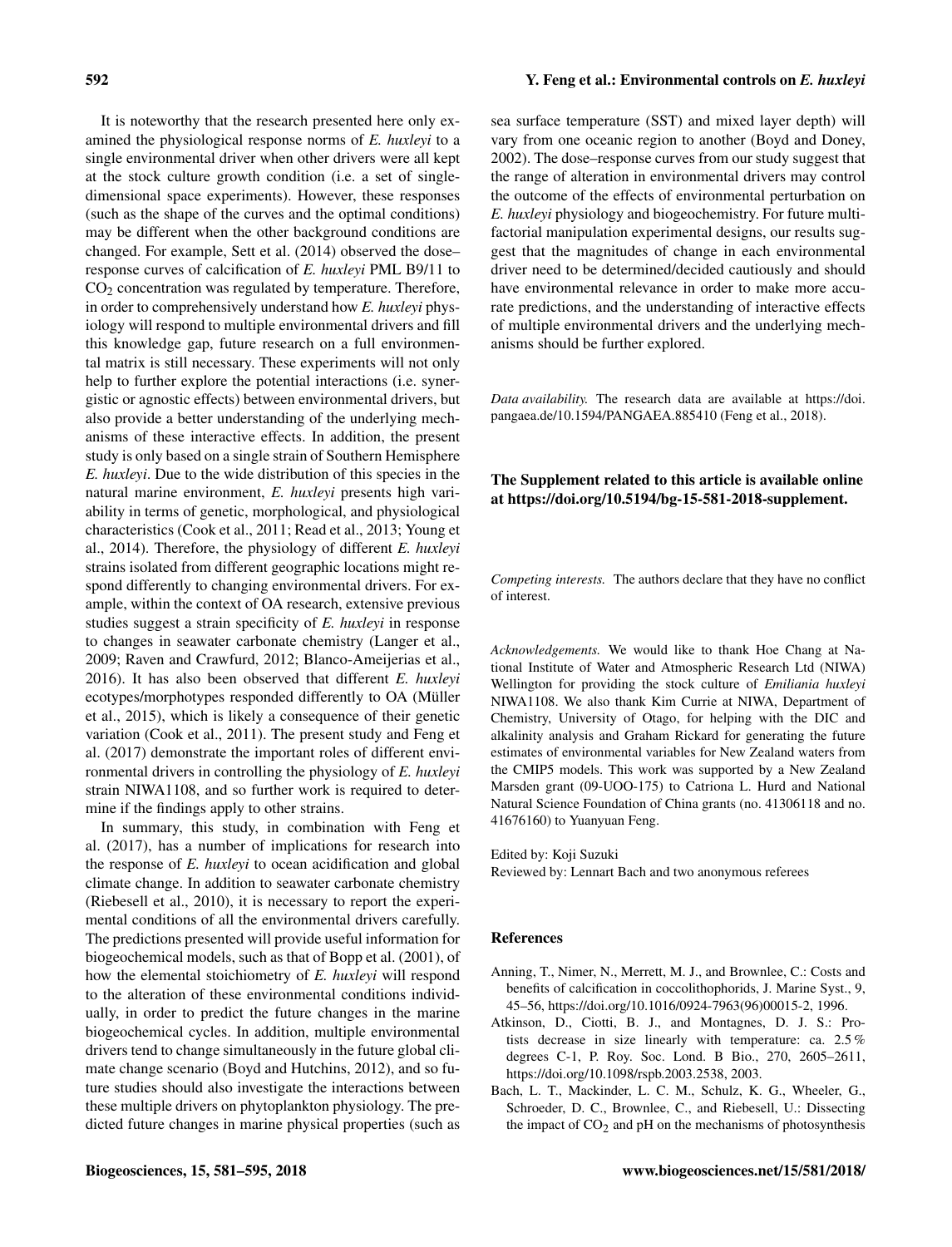It is noteworthy that the research presented here only examined the physiological response norms of *E. huxleyi* to a single environmental driver when other drivers were all kept at the stock culture growth condition (i.e. a set of single-dimensional space experiments). However, these responses (such as the shape of the curves and the optimal conditions) may be different when the other background conditions are changed. For example, Sett et al. (2014) observed the dose–response curves of calcification of *E. huxleyi* PML B9/11 to $CO_2$ concentration was regulated by temperature. Therefore, in order to comprehensively understand how *E. huxleyi* physiology will respond to multiple environmental drivers and fill this knowledge gap, future research on a full environmental matrix is still necessary. These experiments will not only help to further explore the potential interactions (i.e. synergistic or agnostic effects) between environmental drivers, but also provide a better understanding of the underlying mechanisms of these interactive effects. In addition, the present study is only based on a single strain of Southern Hemisphere *E. huxleyi*. Due to the wide distribution of this species in the natural marine environment, *E. huxleyi* presents high variability in terms of genetic, morphological, and physiological characteristics (Cook et al., 2011; Read et al., 2013; Young et al., 2014). Therefore, the physiology of different *E. huxleyi* strains isolated from different geographic locations might respond differently to changing environmental drivers. For example, within the context of OA research, extensive previous studies suggest a strain specificity of *E. huxleyi* in response to changes in seawater carbonate chemistry (Langer et al., 2009; Raven and Crawfurd, 2012; Blanco-Ameijerias et al., 2016). It has also been observed that different *E. huxleyi* ecotypes/morphotypes responded differently to OA (Müller et al., 2015), which is likely a consequence of their genetic variation (Cook et al., 2011). The present study and Feng et al. (2017) demonstrate the important roles of different environmental drivers in controlling the physiology of *E. huxleyi* strain NIWA1108, and so further work is required to determine if the findings apply to other strains.

In summary, this study, in combination with Feng et al. (2017), has a number of implications for research into the response of *E. huxleyi* to ocean acidification and global climate change. In addition to seawater carbonate chemistry (Riebesell et al., 2010), it is necessary to report the experimental conditions of all the environmental drivers carefully. The predictions presented will provide useful information for biogeochemical models, such as that of Bopp et al. (2001), of how the elemental stoichiometry of *E. huxleyi* will respond to the alteration of these environmental conditions individually, in order to predict the future changes in the marine biogeochemical cycles. In addition, multiple environmental drivers tend to change simultaneously in the future global climate change scenario (Boyd and Hutchins, 2012), and so future studies should also investigate the interactions between these multiple drivers on phytoplankton physiology. The predicted future changes in marine physical properties (such as sea surface temperature (SST) and mixed layer depth) will vary from one oceanic region to another (Boyd and Doney, 2002). The dose–response curves from our study suggest that the range of alteration in environmental drivers may control the outcome of the effects of environmental perturbation on *E. huxleyi* physiology and biogeochemistry. For future multifactorial manipulation experimental designs, our results suggest that the magnitudes of change in each environmental driver need to be determined/decided cautiously and should have environmental relevance in order to make more accurate predictions, and the understanding of interactive effects of multiple environmental drivers and the underlying mechanisms should be further explored.

*Data availability.* The research data are available at https://doi.pangaea.de/10.1594/PANGAEA.885410 (Feng et al., 2018).

**The Supplement related to this article is available online at https://doi.org/10.5194/bg-15-581-2018-supplement.**

*Competing interests.* The authors declare that they have no conflict of interest.

*Acknowledgements.* We would like to thank Hoe Chang at National Institute of Water and Atmospheric Research Ltd (NIWA) Wellington for providing the stock culture of *Emiliania huxleyi* NIWA1108. We also thank Kim Currie at NIWA, Department of Chemistry, University of Otago, for helping with the DIC and alkalinity analysis and Graham Rickard for generating the future estimates of environmental variables for New Zealand waters from the CMIP5 models. This work was supported by a New Zealand Marsden grant (09-UOO-175) to Catriona L. Hurd and National Natural Science Foundation of China grants (no. 41306118 and no. 41676160) to Yuanyuan Feng.

Edited by: Koji Suzuki
Reviewed by: Lennart Bach and two anonymous referees

## References

Anning, T., Nimer, N., Merrett, M. J., and Brownlee, C.: Costs and benefits of calcification in coccolithophorids, J. Marine Syst., 9, 45–56, https://doi.org/10.1016/0924-7963(96)00015-2, 1996.

Atkinson, D., Ciotti, B. J., and Montagnes, D. J. S.: Protists decrease in size linearly with temperature: ca. 2.5 % degrees C-1, P. Roy. Soc. Lond. B Bio., 270, 2605–2611, https://doi.org/10.1098/rspb.2003.2538, 2003.

Bach, L. T., Mackinder, L. C. M., Schulz, K. G., Wheeler, G., Schroeder, D. C., Brownlee, C., and Riebesell, U.: Dissecting the impact of $CO_2$ and pH on the mechanisms of photosynthesis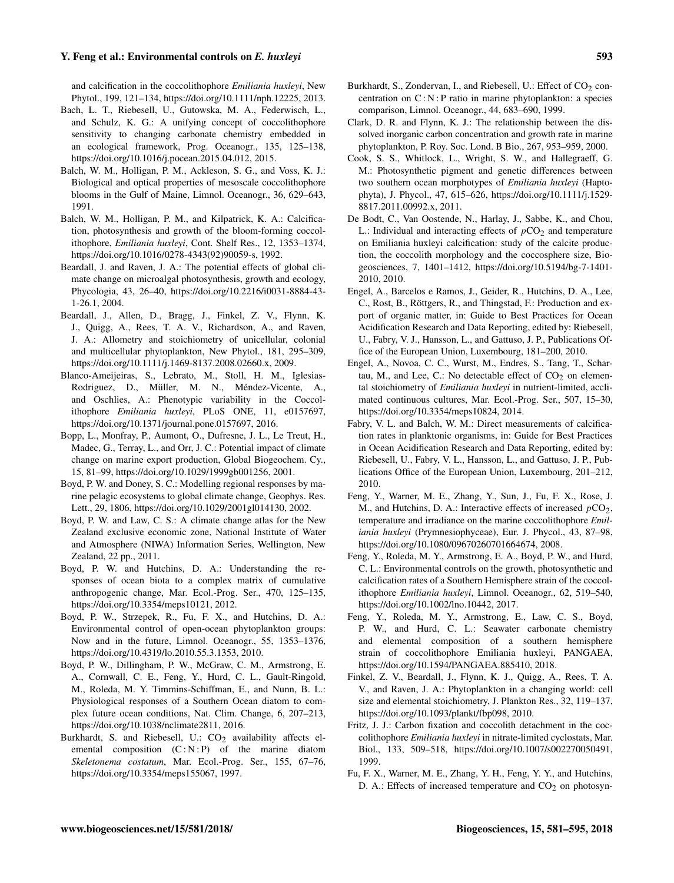and calcification in the coccolithophore *Emiliania huxleyi*, New Phytol., 199, 121–134, https://doi.org/10.1111/nph.12225, 2013.

Bach, L. T., Riebesell, U., Gutowska, M. A., Federwisch, L., and Schulz, K. G.: A unifying concept of coccolithophore sensitivity to changing carbonate chemistry embedded in an ecological framework, Prog. Oceanogr., 135, 125–138, https://doi.org/10.1016/j.pocean.2015.04.012, 2015.

Balch, W. M., Holligan, P. M., Ackleson, S. G., and Voss, K. J.: Biological and optical properties of mesoscale coccolithophore blooms in the Gulf of Maine, Limnol. Oceanogr., 36, 629–643, 1991.

Balch, W. M., Holligan, P. M., and Kilpatrick, K. A.: Calcification, photosynthesis and growth of the bloom-forming coccolithophore, *Emiliania huxleyi*, Cont. Shelf Res., 12, 1353–1374, https://doi.org/10.1016/0278-4343(92)90059-s, 1992.

Beardall, J. and Raven, J. A.: The potential effects of global climate change on microalgal photosynthesis, growth and ecology, Phycologia, 43, 26–40, https://doi.org/10.2216/i0031-8884-43-1-26.1, 2004.

Beardall, J., Allen, D., Bragg, J., Finkel, Z. V., Flynn, K. J., Quigg, A., Rees, T. A. V., Richardson, A., and Raven, J. A.: Allometry and stoichiometry of unicellular, colonial and multicellular phytoplankton, New Phytol., 181, 295–309, https://doi.org/10.1111/j.1469-8137.2008.02660.x, 2009.

Blanco-Ameijeiras, S., Lebrato, M., Stoll, H. M., Iglesias-Rodriguez, D., Müller, M. N., Méndez-Vicente, A., and Oschlies, A.: Phenotypic variability in the Coccolithophore *Emiliania huxleyi*, PLoS ONE, 11, e0157697, https://doi.org/10.1371/journal.pone.0157697, 2016.

Bopp, L., Monfray, P., Aumont, O., Dufresne, J. L., Le Treut, H., Madec, G., Terray, L., and Orr, J. C.: Potential impact of climate change on marine export production, Global Biogeochem. Cy., 15, 81–99, https://doi.org/10.1029/1999gb001256, 2001.

Boyd, P. W. and Doney, S. C.: Modelling regional responses by marine pelagic ecosystems to global climate change, Geophys. Res. Lett., 29, 1806, https://doi.org/10.1029/2001gl014130, 2002.

Boyd, P. W. and Law, C. S.: A climate change atlas for the New Zealand exclusive economic zone, National Institute of Water and Atmosphere (NIWA) Information Series, Wellington, New Zealand, 22 pp., 2011.

Boyd, P. W. and Hutchins, D. A.: Understanding the responses of ocean biota to a complex matrix of cumulative anthropogenic change, Mar. Ecol.-Prog. Ser., 470, 125–135, https://doi.org/10.3354/meps10121, 2012.

Boyd, P. W., Strzepek, R., Fu, F. X., and Hutchins, D. A.: Environmental control of open-ocean phytoplankton groups: Now and in the future, Limnol. Oceanogr., 55, 1353–1376, https://doi.org/10.4319/lo.2010.55.3.1353, 2010.

Boyd, P. W., Dillingham, P. W., McGraw, C. M., Armstrong, E. A., Cornwall, C. E., Feng, Y., Hurd, C. L., Gault-Ringold, M., Roleda, M. Y. Timmins-Schiffman, E., and Nunn, B. L.: Physiological responses of a Southern Ocean diatom to complex future ocean conditions, Nat. Clim. Change, 6, 207–213, https://doi.org/10.1038/nclimate2811, 2016.

Burkhardt, S. and Riebesell, U.: $CO_2$ availability affects elemental composition (C : N : P) of the marine diatom *Skeletonema costatum*, Mar. Ecol.-Prog. Ser., 155, 67–76, https://doi.org/10.3354/meps155067, 1997.

Burkhardt, S., Zondervan, I., and Riebesell, U.: Effect of $CO_2$ concentration on C : N : P ratio in marine phytoplankton: a species comparison, Limnol. Oceanogr., 44, 683–690, 1999.

Clark, D. R. and Flynn, K. J.: The relationship between the dissolved inorganic carbon concentration and growth rate in marine phytoplankton, P. Roy. Soc. Lond. B Bio., 267, 953–959, 2000.

Cook, S. S., Whitlock, L., Wright, S. W., and Hallegraeff, G. M.: Photosynthetic pigment and genetic differences between two southern ocean morphotypes of *Emiliania huxleyi* (Haptophyta), J. Phycol., 47, 615–626, https://doi.org/10.1111/j.1529-8817.2011.00992.x, 2011.

De Bodt, C., Van Oostende, N., Harlay, J., Sabbe, K., and Chou, L.: Individual and interacting effects of $pCO_2$ and temperature on Emiliania huxleyi calcification: study of the calcite production, the coccolith morphology and the coccosphere size, Biogeosciences, 7, 1401–1412, https://doi.org/10.5194/bg-7-1401-2010, 2010.

Engel, A., Barcelos e Ramos, J., Geider, R., Hutchins, D. A., Lee, C., Rost, B., Röttgers, R., and Thingstad, F.: Production and export of organic matter, in: Guide to Best Practices for Ocean Acidification Research and Data Reporting, edited by: Riebesell, U., Fabry, V. J., Hansson, L., and Gattuso, J. P., Publications Office of the European Union, Luxembourg, 181–200, 2010.

Engel, A., Novoa, C. C., Wurst, M., Endres, S., Tang, T., Schartau, M., and Lee, C.: No detectable effect of $CO_2$ on elemental stoichiometry of *Emiliania huxleyi* in nutrient-limited, acclimated continuous cultures, Mar. Ecol.-Prog. Ser., 507, 15–30, https://doi.org/10.3354/meps10824, 2014.

Fabry, V. L. and Balch, W. M.: Direct measurements of calcification rates in planktonic organisms, in: Guide for Best Practices in Ocean Acidification Research and Data Reporting, edited by: Riebesell, U., Fabry, V. L., Hansson, L., and Gattuso, J. P., Publications Office of the European Union, Luxembourg, 201–212, 2010.

Feng, Y., Warner, M. E., Zhang, Y., Sun, J., Fu, F. X., Rose, J. M., and Hutchins, D. A.: Interactive effects of increased $pCO_2$, temperature and irradiance on the marine coccolithophore *Emiliania huxleyi* (Prymnesiophyceae), Eur. J. Phycol., 43, 87–98, https://doi.org/10.1080/09670260701664674, 2008.

Feng, Y., Roleda, M. Y., Armstrong, E. A., Boyd, P. W., and Hurd, C. L.: Environmental controls on the growth, photosynthetic and calcification rates of a Southern Hemisphere strain of the coccolithophore *Emiliania huxleyi*, Limnol. Oceanogr., 62, 519–540, https://doi.org/10.1002/lno.10442, 2017.

Feng, Y., Roleda, M. Y., Armstrong, E., Law, C. S., Boyd, P. W., and Hurd, C. L.: Seawater carbonate chemistry and elemental composition of a southern hemisphere strain of coccolithophore Emiliania huxleyi, PANGAEA, https://doi.org/10.1594/PANGAEA.885410, 2018.

Finkel, Z. V., Beardall, J., Flynn, K. J., Quigg, A., Rees, T. A. V., and Raven, J. A.: Phytoplankton in a changing world: cell size and elemental stoichiometry, J. Plankton Res., 32, 119–137, https://doi.org/10.1093/plankt/fbp098, 2010.

Fritz, J. J.: Carbon fixation and coccolith detachment in the coccolithophore *Emiliania huxleyi* in nitrate-limited cyclostats, Mar. Biol., 133, 509–518, https://doi.org/10.1007/s002270050491, 1999.

Fu, F. X., Warner, M. E., Zhang, Y. H., Feng, Y. Y., and Hutchins, D. A.: Effects of increased temperature and $CO_2$ on photosyn-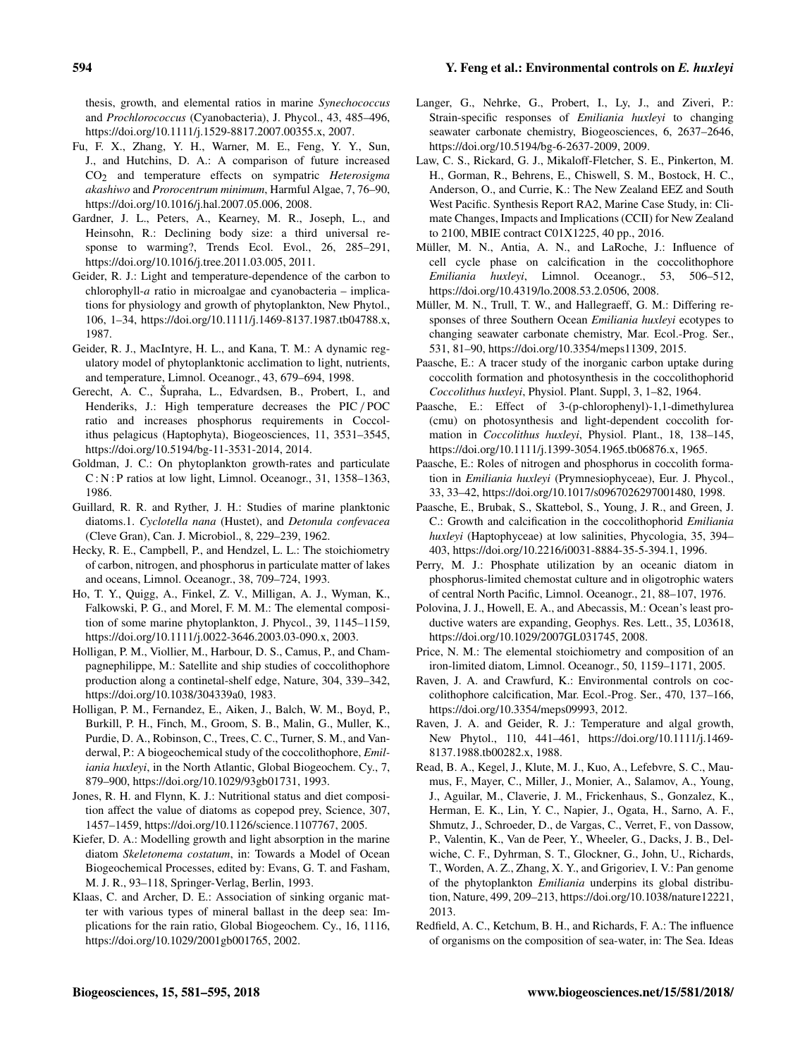thesis, growth, and elemental ratios in marine *Synechococcus* and *Prochlorococcus* (Cyanobacteria), J. Phycol., 43, 485–496, https://doi.org/10.1111/j.1529-8817.2007.00355.x, 2007.

Fu, F. X., Zhang, Y. H., Warner, M. E., Feng, Y. Y., Sun, J., and Hutchins, D. A.: A comparison of future increased $CO_2$ and temperature effects on sympatric *Heterosigma akashiwo* and *Prorocentrum minimum*, Harmful Algae, 7, 76–90, https://doi.org/10.1016/j.hal.2007.05.006, 2008.

Gardner, J. L., Peters, A., Kearney, M. R., Joseph, L., and Heinsohn, R.: Declining body size: a third universal response to warming?, Trends Ecol. Evol., 26, 285–291, https://doi.org/10.1016/j.tree.2011.03.005, 2011.

Geider, R. J.: Light and temperature-dependence of the carbon to chlorophyll-*a* ratio in microalgae and cyanobacteria – implications for physiology and growth of phytoplankton, New Phytol., 106, 1–34, https://doi.org/10.1111/j.1469-8137.1987.tb04788.x, 1987.

Geider, R. J., MacIntyre, H. L., and Kana, T. M.: A dynamic regulatory model of phytoplanktonic acclimation to light, nutrients, and temperature, Limnol. Oceanogr., 43, 679–694, 1998.

Gerecht, A. C., Šupraha, L., Edvardsen, B., Probert, I., and Henderiks, J.: High temperature decreases the PIC / POC ratio and increases phosphorus requirements in Coccolithus pelagicus (Haptophyta), Biogeosciences, 11, 3531–3545, https://doi.org/10.5194/bg-11-3531-2014, 2014.

Goldman, J. C.: On phytoplankton growth-rates and particulate C : N : P ratios at low light, Limnol. Oceanogr., 31, 1358–1363, 1986.

Guillard, R. R. and Ryther, J. H.: Studies of marine planktonic diatoms.1. *Cyclotella nana* (Hustet), and *Detonula confevacea* (Cleve Gran), Can. J. Microbiol., 8, 229–239, 1962.

Hecky, R. E., Campbell, P., and Hendzel, L. L.: The stoichiometry of carbon, nitrogen, and phosphorus in particulate matter of lakes and oceans, Limnol. Oceanogr., 38, 709–724, 1993.

Ho, T. Y., Quigg, A., Finkel, Z. V., Milligan, A. J., Wyman, K., Falkowski, P. G., and Morel, F. M. M.: The elemental composition of some marine phytoplankton, J. Phycol., 39, 1145–1159, https://doi.org/10.1111/j.0022-3646.2003.03-090.x, 2003.

Holligan, P. M., Viollier, M., Harbour, D. S., Camus, P., and Champagnephilippe, M.: Satellite and ship studies of coccolithophore production along a continetal-shelf edge, Nature, 304, 339–342, https://doi.org/10.1038/304339a0, 1983.

Holligan, P. M., Fernandez, E., Aiken, J., Balch, W. M., Boyd, P., Burkill, P. H., Finch, M., Groom, S. B., Malin, G., Muller, K., Purdie, D. A., Robinson, C., Trees, C. C., Turner, S. M., and Vanderwal, P.: A biogeochemical study of the coccolithophore, *Emiliania huxleyi*, in the North Atlantic, Global Biogeochem. Cy., 7, 879–900, https://doi.org/10.1029/93gb01731, 1993.

Jones, R. H. and Flynn, K. J.: Nutritional status and diet composition affect the value of diatoms as copepod prey, Science, 307, 1457–1459, https://doi.org/10.1126/science.1107767, 2005.

Kiefer, D. A.: Modelling growth and light absorption in the marine diatom *Skeletonema costatum*, in: Towards a Model of Ocean Biogeochemical Processes, edited by: Evans, G. T. and Fasham, M. J. R., 93–118, Springer-Verlag, Berlin, 1993.

Klaas, C. and Archer, D. E.: Association of sinking organic matter with various types of mineral ballast in the deep sea: Implications for the rain ratio, Global Biogeochem. Cy., 16, 1116, https://doi.org/10.1029/2001gb001765, 2002.

Langer, G., Nehrke, G., Probert, I., Ly, J., and Ziveri, P.: Strain-specific responses of *Emiliania huxleyi* to changing seawater carbonate chemistry, Biogeosciences, 6, 2637–2646, https://doi.org/10.5194/bg-6-2637-2009, 2009.

Law, C. S., Rickard, G. J., Mikaloff-Fletcher, S. E., Pinkerton, M. H., Gorman, R., Behrens, E., Chiswell, S. M., Bostock, H. C., Anderson, O., and Currie, K.: The New Zealand EEZ and South West Pacific. Synthesis Report RA2, Marine Case Study, in: Climate Changes, Impacts and Implications (CCII) for New Zealand to 2100, MBIE contract C01X1225, 40 pp., 2016.

Müller, M. N., Antia, A. N., and LaRoche, J.: Influence of cell cycle phase on calcification in the coccolithophore *Emiliania huxleyi*, Limnol. Oceanogr., 53, 506–512, https://doi.org/10.4319/lo.2008.53.2.0506, 2008.

Müller, M. N., Trull, T. W., and Hallegraeff, G. M.: Differing responses of three Southern Ocean *Emiliania huxleyi* ecotypes to changing seawater carbonate chemistry, Mar. Ecol.-Prog. Ser., 531, 81–90, https://doi.org/10.3354/meps11309, 2015.

Paasche, E.: A tracer study of the inorganic carbon uptake during coccolith formation and photosynthesis in the coccolithophorid *Coccolithus huxleyi*, Physiol. Plant. Suppl, 3, 1–82, 1964.

Paasche, E.: Effect of 3-(p-chlorophenyl)-1,1-dimethylurea (cmu) on photosynthesis and light-dependent coccolith formation in *Coccolithus huxleyi*, Physiol. Plant., 18, 138–145, https://doi.org/10.1111/j.1399-3054.1965.tb06876.x, 1965.

Paasche, E.: Roles of nitrogen and phosphorus in coccolith formation in *Emiliania huxleyi* (Prymnesiophyceae), Eur. J. Phycol., 33, 33–42, https://doi.org/10.1017/s0967026297001480, 1998.

Paasche, E., Brubak, S., Skattebol, S., Young, J. R., and Green, J. C.: Growth and calcification in the coccolithophorid *Emiliania huxleyi* (Haptophyceae) at low salinities, Phycologia, 35, 394–403, https://doi.org/10.2216/i0031-8884-35-5-394.1, 1996.

Perry, M. J.: Phosphate utilization by an oceanic diatom in phosphorus-limited chemostat culture and in oligotrophic waters of central North Pacific, Limnol. Oceanogr., 21, 88–107, 1976.

Polovina, J. J., Howell, E. A., and Abecassis, M.: Ocean's least productive waters are expanding, Geophys. Res. Lett., 35, L03618, https://doi.org/10.1029/2007GL031745, 2008.

Price, N. M.: The elemental stoichiometry and composition of an iron-limited diatom, Limnol. Oceanogr., 50, 1159–1171, 2005.

Raven, J. A. and Crawfurd, K.: Environmental controls on coccolithophore calcification, Mar. Ecol.-Prog. Ser., 470, 137–166, https://doi.org/10.3354/meps09993, 2012.

Raven, J. A. and Geider, R. J.: Temperature and algal growth, New Phytol., 110, 441–461, https://doi.org/10.1111/j.1469-8137.1988.tb00282.x, 1988.

Read, B. A., Kegel, J., Klute, M. J., Kuo, A., Lefebvre, S. C., Maumus, F., Mayer, C., Miller, J., Monier, A., Salamov, A., Young, J., Aguilar, M., Claverie, J. M., Frickenhaus, S., Gonzalez, K., Herman, E. K., Lin, Y. C., Napier, J., Ogata, H., Sarno, A. F., Shmutz, J., Schroeder, D., de Vargas, C., Verret, F., von Dassow, P., Valentin, K., Van de Peer, Y., Wheeler, G., Dacks, J. B., Delwiche, C. F., Dyhrman, S. T., Glockner, G., John, U., Richards, T., Worden, A. Z., Zhang, X. Y., and Grigoriev, I. V.: Pan genome of the phytoplankton *Emiliania* underpins its global distribution, Nature, 499, 209–213, https://doi.org/10.1038/nature12221, 2013.

Redfield, A. C., Ketchum, B. H., and Richards, F. A.: The influence of organisms on the composition of sea-water, in: The Sea. Ideas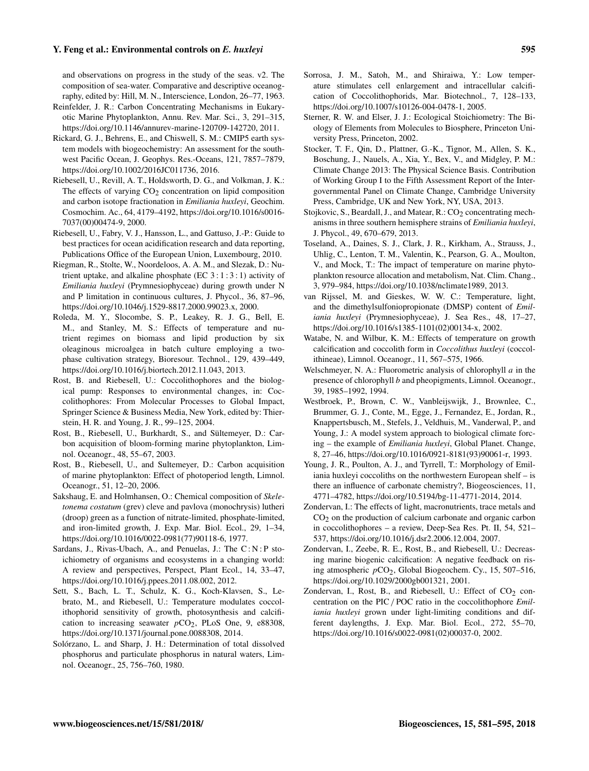and observations on progress in the study of the seas. v2. The composition of sea-water. Comparative and descriptive oceanography, edited by: Hill, M. N., Interscience, London, 26–77, 1963.

Reinfelder, J. R.: Carbon Concentrating Mechanisms in Eukaryotic Marine Phytoplankton, Annu. Rev. Mar. Sci., 3, 291–315, https://doi.org/10.1146/annurev-marine-120709-142720, 2011.

Rickard, G. J., Behrens, E., and Chiswell, S. M.: CMIP5 earth system models with biogeochemistry: An assessment for the southwest Pacific Ocean, J. Geophys. Res.-Oceans, 121, 7857–7879, https://doi.org/10.1002/2016JC011736, 2016.

Riebesell, U., Revill, A. T., Holdsworth, D. G., and Volkman, J. K.: The effects of varying $CO_2$ concentration on lipid composition and carbon isotope fractionation in *Emiliania huxleyi*, Geochim. Cosmochim. Ac., 64, 4179–4192, https://doi.org/10.1016/s0016-7037(00)00474-9, 2000.

Riebesell, U., Fabry, V. J., Hansson, L., and Gattuso, J.-P.: Guide to best practices for ocean acidification research and data reporting, Publications Office of the European Union, Luxembourg, 2010.

Riegman, R., Stolte, W., Noordeloos, A. A. M., and Slezak, D.: Nutrient uptake, and alkaline phosphate (EC 3 : 1 : 3 : 1) activity of *Emiliania huxleyi* (Prymnesiophyceae) during growth under N and P limitation in continuous cultures, J. Phycol., 36, 87–96, https://doi.org/10.1046/j.1529-8817.2000.99023.x, 2000.

Roleda, M. Y., Slocombe, S. P., Leakey, R. J. G., Bell, E. M., and Stanley, M. S.: Effects of temperature and nutrient regimes on biomass and lipid production by six oleaginous microalgea in batch culture employing a two-phase cultivation strategy, Bioresour. Technol., 129, 439–449, https://doi.org/10.1016/j.biortech.2012.11.043, 2013.

Rost, B. and Riebesell, U.: Coccolithophores and the biological pump: Responses to environmental changes, in: Coccolithophores: From Molecular Processes to Global Impact, Springer Science & Business Media, New York, edited by: Thierstein, H. R. and Young, J. R., 99–125, 2004.

Rost, B., Riebesell, U., Burkhardt, S., and Sültemeyer, D.: Carbon acquisition of bloom-forming marine phytoplankton, Limnol. Oceanogr., 48, 55–67, 2003.

Rost, B., Riebesell, U., and Sultemeyer, D.: Carbon acquisition of marine phytoplankton: Effect of photoperiod length, Limnol. Oceanogr., 51, 12–20, 2006.

Sakshaug, E. and Holmhansen, O.: Chemical composition of *Skeletonema costatum* (grev) cleve and pavlova (monochrysis) lutheri (droop) green as a function of nitrate-limited, phosphate-limited, and iron-limited growth, J. Exp. Mar. Biol. Ecol., 29, 1–34, https://doi.org/10.1016/0022-0981(77)90118-6, 1977.

Sardans, J., Rivas-Ubach, A., and Penuelas, J.: The C : N : P stoichiometry of organisms and ecosystems in a changing world: A review and perspectives, Perspect, Plant Ecol., 14, 33–47, https://doi.org/10.1016/j.ppees.2011.08.002, 2012.

Sett, S., Bach, L. T., Schulz, K. G., Koch-Klavsen, S., Lebrato, M., and Riebesell, U.: Temperature modulates coccolithophorid sensitivity of growth, photosynthesis and calcification to increasing seawater $pCO_2$, PLoS One, 9, e88308, https://doi.org/10.1371/journal.pone.0088308, 2014.

Solórzano, L. and Sharp, J. H.: Determination of total dissolved phosphorus and particulate phosphorus in natural waters, Limnol. Oceanogr., 25, 756–760, 1980.

Sorrosa, J. M., Satoh, M., and Shiraiwa, Y.: Low temperature stimulates cell enlargement and intracellular calcification of Coccolithophorids, Mar. Biotechnol., 7, 128–133, https://doi.org/10.1007/s10126-004-0478-1, 2005.

Sterner, R. W. and Elser, J. J.: Ecological Stoichiometry: The Biology of Elements from Molecules to Biosphere, Princeton University Press, Princeton, 2002.

Stocker, T. F., Qin, D., Plattner, G.-K., Tignor, M., Allen, S. K., Boschung, J., Nauels, A., Xia, Y., Bex, V., and Midgley, P. M.: Climate Change 2013: The Physical Science Basis. Contribution of Working Group I to the Fifth Assessment Report of the Intergovernmental Panel on Climate Change, Cambridge University Press, Cambridge, UK and New York, NY, USA, 2013.

Stojkovic, S., Beardall, J., and Matear, R.: $CO_2$ concentrating mechanisms in three southern hemisphere strains of *Emiliania huxleyi*, J. Phycol., 49, 670–679, 2013.

Toseland, A., Daines, S. J., Clark, J. R., Kirkham, A., Strauss, J., Uhlig, C., Lenton, T. M., Valentin, K., Pearson, G. A., Moulton, V., and Mock, T.: The impact of temperature on marine phytoplankton resource allocation and metabolism, Nat. Clim. Chang., 3, 979–984, https://doi.org/10.1038/nclimate1989, 2013.

van Rijssel, M. and Gieskes, W. W. C.: Temperature, light, and the dimethylsulfoniopropionate (DMSP) content of *Emiliania huxleyi* (Prymnesiophyceae), J. Sea Res., 48, 17–27, https://doi.org/10.1016/s1385-1101(02)00134-x, 2002.

Watabe, N. and Wilbur, K. M.: Effects of temperature on growth calcification and coccolith form in *Coccolithus huxleyi* (coccolithineae), Limnol. Oceanogr., 11, 567–575, 1966.

Welschmeyer, N. A.: Fluorometric analysis of chlorophyll *a* in the presence of chlorophyll *b* and pheopigments, Limnol. Oceanogr., 39, 1985–1992, 1994.

Westbroek, P., Brown, C. W., Vanbleijswijk, J., Brownlee, C., Brummer, G. J., Conte, M., Egge, J., Fernandez, E., Jordan, R., Knappertsbusch, M., Stefels, J., Veldhuis, M., Vanderwal, P., and Young, J.: A model system approach to biological climate forcing – the example of *Emiliania huxleyi*, Global Planet. Change, 8, 27–46, https://doi.org/10.1016/0921-8181(93)90061-r, 1993.

Young, J. R., Poulton, A. J., and Tyrrell, T.: Morphology of Emiliania huxleyi coccoliths on the northwestern European shelf – is there an influence of carbonate chemistry?, Biogeosciences, 11, 4771–4782, https://doi.org/10.5194/bg-11-4771-2014, 2014.

Zondervan, I.: The effects of light, macronutrients, trace metals and $CO_2$ on the production of calcium carbonate and organic carbon in coccolithophores – a review, Deep-Sea Res. Pt. II, 54, 521–537, https://doi.org/10.1016/j.dsr2.2006.12.004, 2007.

Zondervan, I., Zeebe, R. E., Rost, B., and Riebesell, U.: Decreasing marine biogenic calcification: A negative feedback on rising atmospheric $pCO_2$, Global Biogeochem. Cy., 15, 507–516, https://doi.org/10.1029/2000gb001321, 2001.

Zondervan, I., Rost, B., and Riebesell, U.: Effect of $CO_2$ concentration on the PIC / POC ratio in the coccolithophore *Emiliania huxleyi* grown under light-limiting conditions and different daylengths, J. Exp. Mar. Biol. Ecol., 272, 55–70, https://doi.org/10.1016/s0022-0981(02)00037-0, 2002.